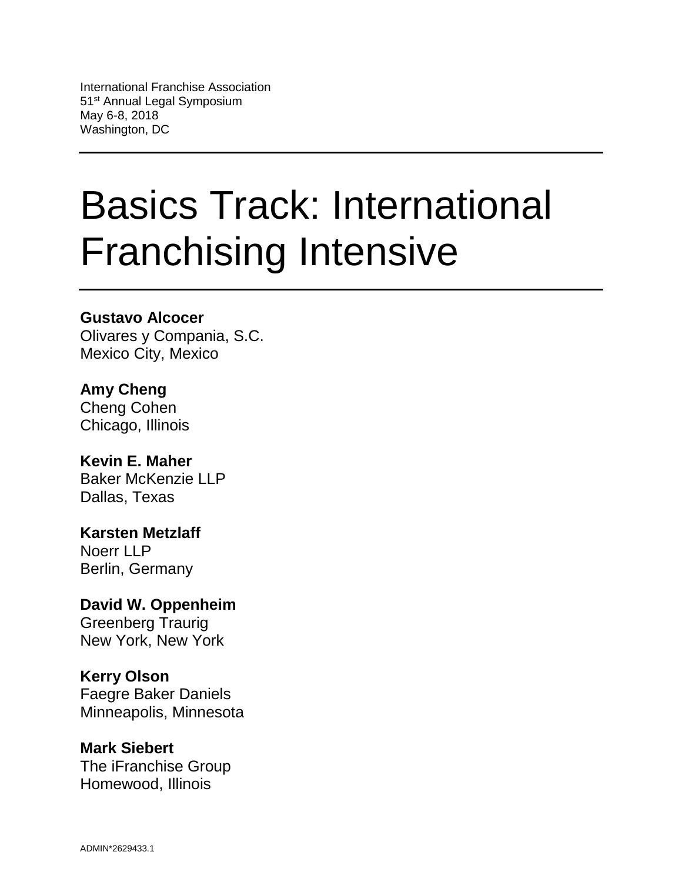International Franchise Association
51st Annual Legal Symposium
May 6-8, 2018
Washington, DC

---

# Basics Track: International Franchising Intensive

---

**Gustavo Alcocer**
Olivares y Compania, S.C.
Mexico City, Mexico

**Amy Cheng**
Cheng Cohen
Chicago, Illinois

**Kevin E. Maher**
Baker McKenzie LLP
Dallas, Texas

**Karsten Metzlaff**
Noerr LLP
Berlin, Germany

**David W. Oppenheim**
Greenberg Traurig
New York, New York

**Kerry Olson**
Faegre Baker Daniels
Minneapolis, Minnesota

**Mark Siebert**
The iFranchise Group
Homewood, Illinois

ADMIN*2629433.1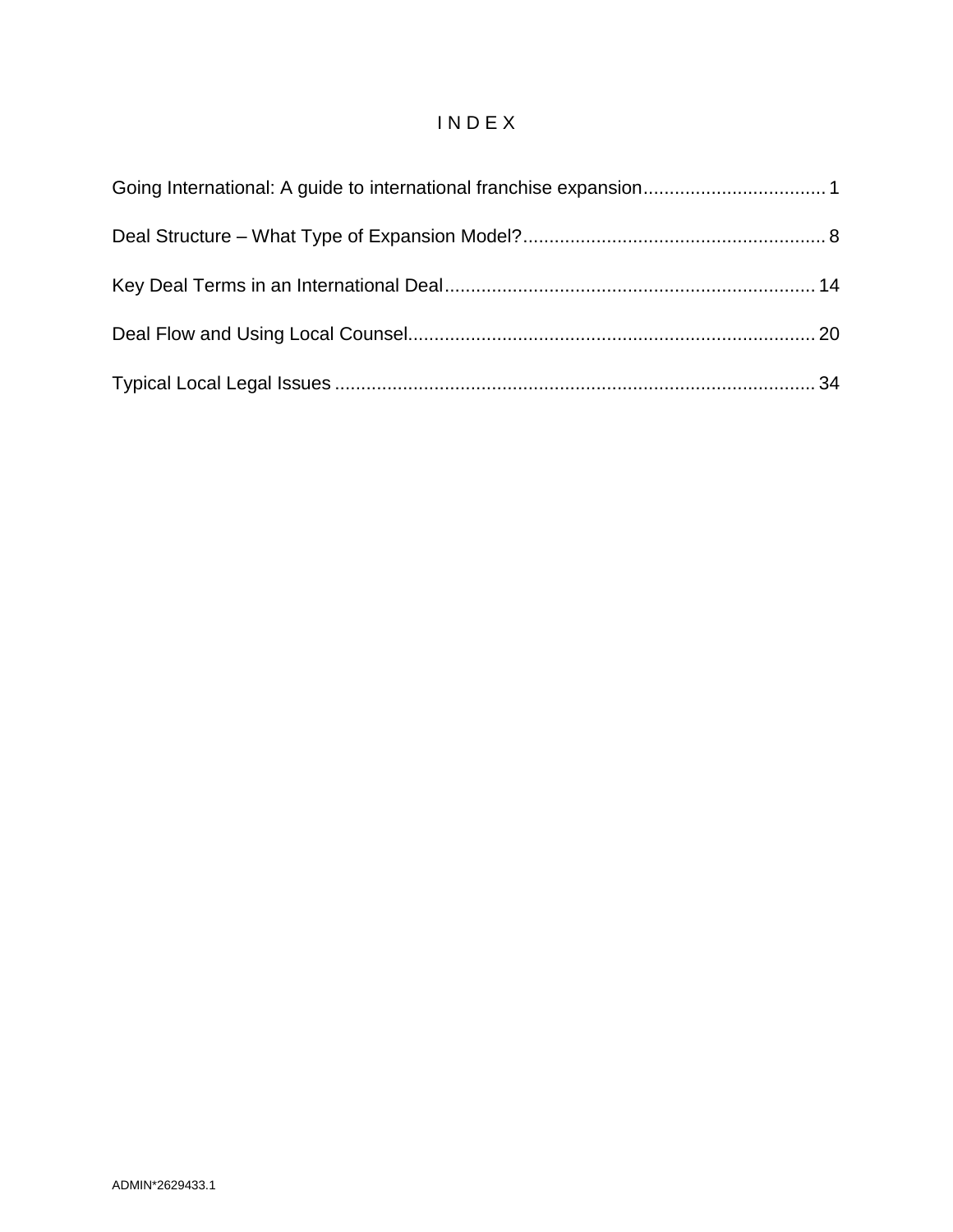# I N D E X

Going International: A guide to international franchise expansion.................................. 1

Deal Structure – What Type of Expansion Model?......................................................... 8

Key Deal Terms in an International Deal...................................................................... 14

Deal Flow and Using Local Counsel............................................................................. 20

Typical Local Legal Issues ........................................................................................... 34

ADMIN*2629433.1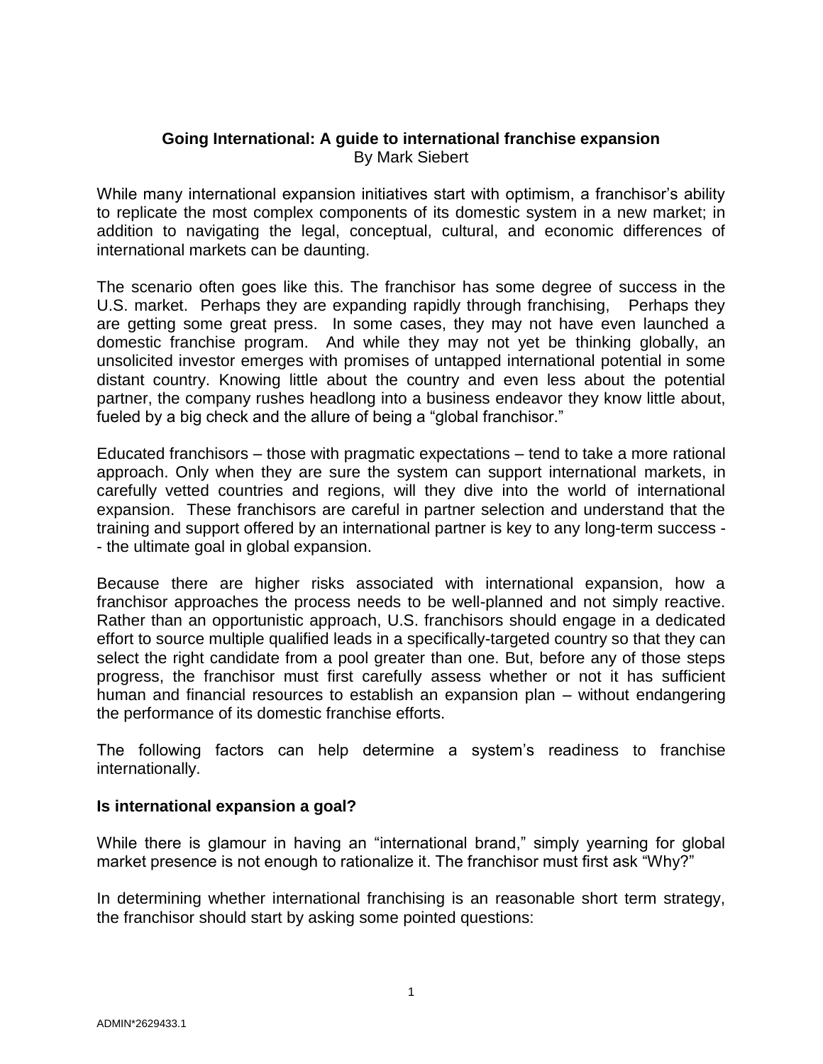# Going International: A guide to international franchise expansion

By Mark Siebert

While many international expansion initiatives start with optimism, a franchisor's ability to replicate the most complex components of its domestic system in a new market; in addition to navigating the legal, conceptual, cultural, and economic differences of international markets can be daunting.

The scenario often goes like this. The franchisor has some degree of success in the U.S. market. Perhaps they are expanding rapidly through franchising, Perhaps they are getting some great press. In some cases, they may not have even launched a domestic franchise program. And while they may not yet be thinking globally, an unsolicited investor emerges with promises of untapped international potential in some distant country. Knowing little about the country and even less about the potential partner, the company rushes headlong into a business endeavor they know little about, fueled by a big check and the allure of being a "global franchisor."

Educated franchisors – those with pragmatic expectations – tend to take a more rational approach. Only when they are sure the system can support international markets, in carefully vetted countries and regions, will they dive into the world of international expansion. These franchisors are careful in partner selection and understand that the training and support offered by an international partner is key to any long-term success -- the ultimate goal in global expansion.

Because there are higher risks associated with international expansion, how a franchisor approaches the process needs to be well-planned and not simply reactive. Rather than an opportunistic approach, U.S. franchisors should engage in a dedicated effort to source multiple qualified leads in a specifically-targeted country so that they can select the right candidate from a pool greater than one. But, before any of those steps progress, the franchisor must first carefully assess whether or not it has sufficient human and financial resources to establish an expansion plan – without endangering the performance of its domestic franchise efforts.

The following factors can help determine a system's readiness to franchise internationally.

## Is international expansion a goal?

While there is glamour in having an "international brand," simply yearning for global market presence is not enough to rationalize it. The franchisor must first ask "Why?"

In determining whether international franchising is an reasonable short term strategy, the franchisor should start by asking some pointed questions: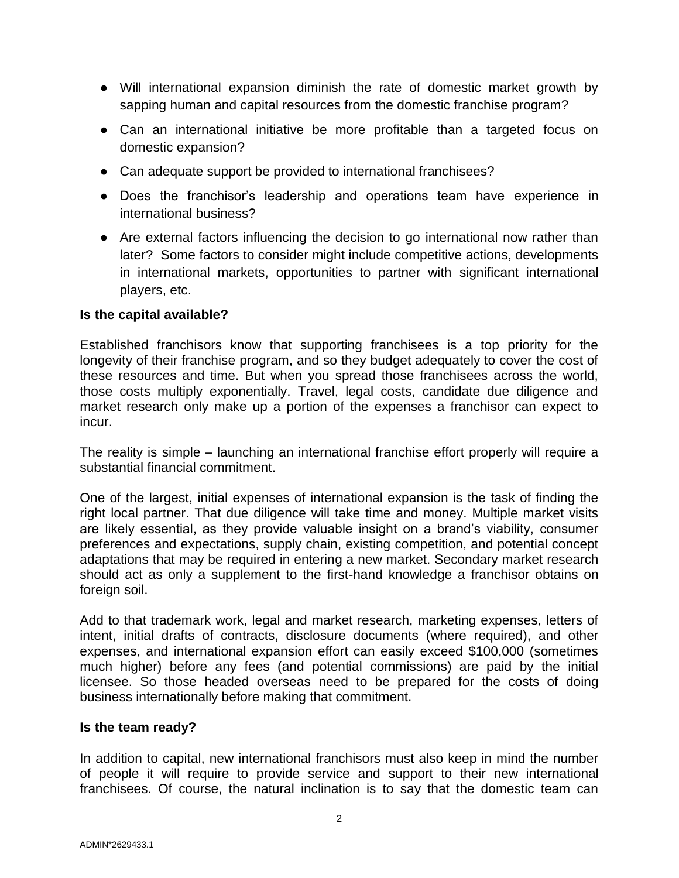- Will international expansion diminish the rate of domestic market growth by sapping human and capital resources from the domestic franchise program?
- Can an international initiative be more profitable than a targeted focus on domestic expansion?
- Can adequate support be provided to international franchisees?
- Does the franchisor's leadership and operations team have experience in international business?
- Are external factors influencing the decision to go international now rather than later? Some factors to consider might include competitive actions, developments in international markets, opportunities to partner with significant international players, etc.

**Is the capital available?**

Established franchisors know that supporting franchisees is a top priority for the longevity of their franchise program, and so they budget adequately to cover the cost of these resources and time. But when you spread those franchisees across the world, those costs multiply exponentially. Travel, legal costs, candidate due diligence and market research only make up a portion of the expenses a franchisor can expect to incur.

The reality is simple – launching an international franchise effort properly will require a substantial financial commitment.

One of the largest, initial expenses of international expansion is the task of finding the right local partner. That due diligence will take time and money. Multiple market visits are likely essential, as they provide valuable insight on a brand's viability, consumer preferences and expectations, supply chain, existing competition, and potential concept adaptations that may be required in entering a new market. Secondary market research should act as only a supplement to the first-hand knowledge a franchisor obtains on foreign soil.

Add to that trademark work, legal and market research, marketing expenses, letters of intent, initial drafts of contracts, disclosure documents (where required), and other expenses, and international expansion effort can easily exceed $100,000 (sometimes much higher) before any fees (and potential commissions) are paid by the initial licensee. So those headed overseas need to be prepared for the costs of doing business internationally before making that commitment.

**Is the team ready?**

In addition to capital, new international franchisors must also keep in mind the number of people it will require to provide service and support to their new international franchisees. Of course, the natural inclination is to say that the domestic team can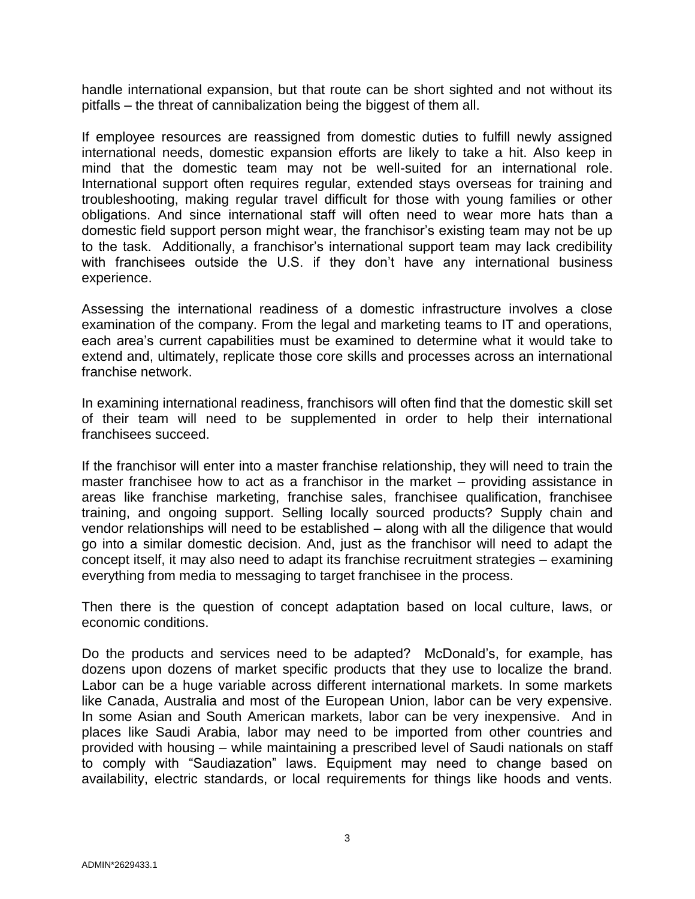handle international expansion, but that route can be short sighted and not without its pitfalls – the threat of cannibalization being the biggest of them all.

If employee resources are reassigned from domestic duties to fulfill newly assigned international needs, domestic expansion efforts are likely to take a hit. Also keep in mind that the domestic team may not be well-suited for an international role. International support often requires regular, extended stays overseas for training and troubleshooting, making regular travel difficult for those with young families or other obligations. And since international staff will often need to wear more hats than a domestic field support person might wear, the franchisor's existing team may not be up to the task. Additionally, a franchisor's international support team may lack credibility with franchisees outside the U.S. if they don't have any international business experience.

Assessing the international readiness of a domestic infrastructure involves a close examination of the company. From the legal and marketing teams to IT and operations, each area's current capabilities must be examined to determine what it would take to extend and, ultimately, replicate those core skills and processes across an international franchise network.

In examining international readiness, franchisors will often find that the domestic skill set of their team will need to be supplemented in order to help their international franchisees succeed.

If the franchisor will enter into a master franchise relationship, they will need to train the master franchisee how to act as a franchisor in the market – providing assistance in areas like franchise marketing, franchise sales, franchisee qualification, franchisee training, and ongoing support. Selling locally sourced products? Supply chain and vendor relationships will need to be established – along with all the diligence that would go into a similar domestic decision. And, just as the franchisor will need to adapt the concept itself, it may also need to adapt its franchise recruitment strategies – examining everything from media to messaging to target franchisee in the process.

Then there is the question of concept adaptation based on local culture, laws, or economic conditions.

Do the products and services need to be adapted? McDonald's, for example, has dozens upon dozens of market specific products that they use to localize the brand. Labor can be a huge variable across different international markets. In some markets like Canada, Australia and most of the European Union, labor can be very expensive. In some Asian and South American markets, labor can be very inexpensive. And in places like Saudi Arabia, labor may need to be imported from other countries and provided with housing – while maintaining a prescribed level of Saudi nationals on staff to comply with "Saudiazation" laws. Equipment may need to change based on availability, electric standards, or local requirements for things like hoods and vents.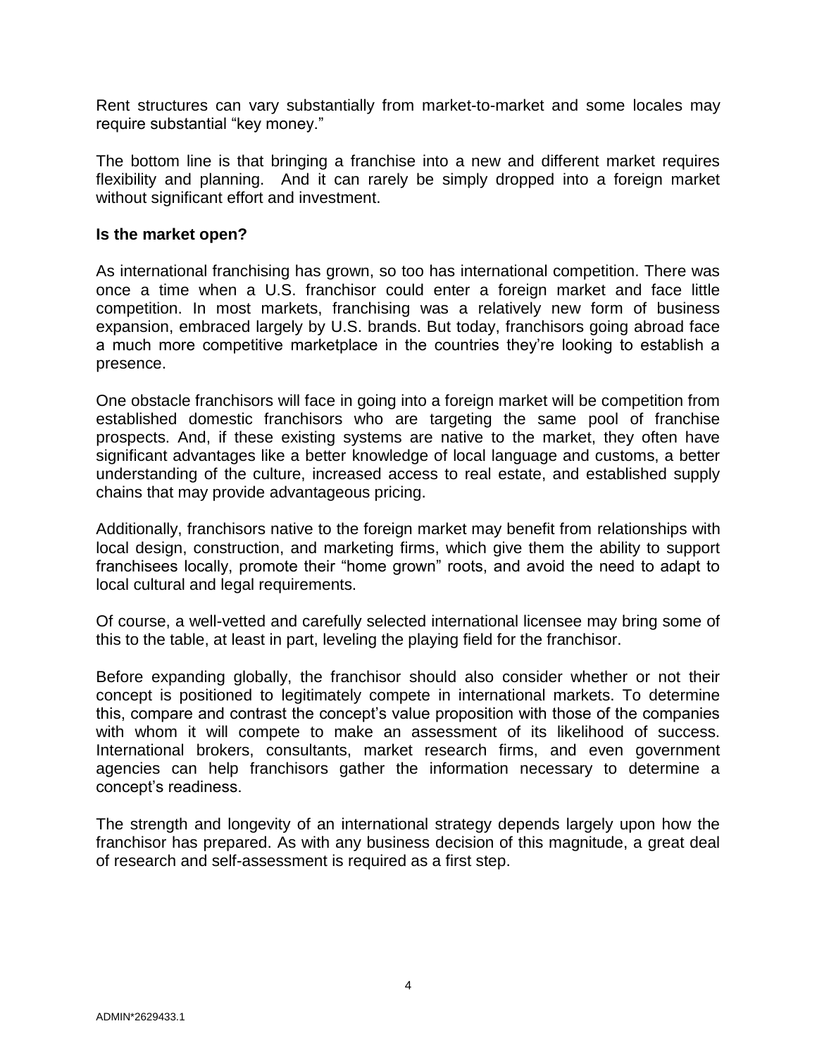Rent structures can vary substantially from market-to-market and some locales may require substantial "key money."

The bottom line is that bringing a franchise into a new and different market requires flexibility and planning. And it can rarely be simply dropped into a foreign market without significant effort and investment.

**Is the market open?**

As international franchising has grown, so too has international competition. There was once a time when a U.S. franchisor could enter a foreign market and face little competition. In most markets, franchising was a relatively new form of business expansion, embraced largely by U.S. brands. But today, franchisors going abroad face a much more competitive marketplace in the countries they're looking to establish a presence.

One obstacle franchisors will face in going into a foreign market will be competition from established domestic franchisors who are targeting the same pool of franchise prospects. And, if these existing systems are native to the market, they often have significant advantages like a better knowledge of local language and customs, a better understanding of the culture, increased access to real estate, and established supply chains that may provide advantageous pricing.

Additionally, franchisors native to the foreign market may benefit from relationships with local design, construction, and marketing firms, which give them the ability to support franchisees locally, promote their "home grown" roots, and avoid the need to adapt to local cultural and legal requirements.

Of course, a well-vetted and carefully selected international licensee may bring some of this to the table, at least in part, leveling the playing field for the franchisor.

Before expanding globally, the franchisor should also consider whether or not their concept is positioned to legitimately compete in international markets. To determine this, compare and contrast the concept's value proposition with those of the companies with whom it will compete to make an assessment of its likelihood of success. International brokers, consultants, market research firms, and even government agencies can help franchisors gather the information necessary to determine a concept's readiness.

The strength and longevity of an international strategy depends largely upon how the franchisor has prepared. As with any business decision of this magnitude, a great deal of research and self-assessment is required as a first step.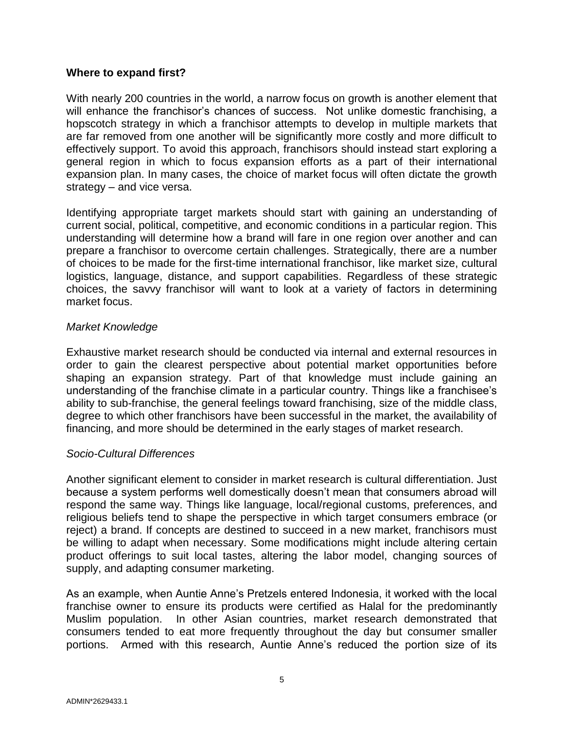**Where to expand first?**

With nearly 200 countries in the world, a narrow focus on growth is another element that will enhance the franchisor's chances of success. Not unlike domestic franchising, a hopscotch strategy in which a franchisor attempts to develop in multiple markets that are far removed from one another will be significantly more costly and more difficult to effectively support. To avoid this approach, franchisors should instead start exploring a general region in which to focus expansion efforts as a part of their international expansion plan. In many cases, the choice of market focus will often dictate the growth strategy – and vice versa.

Identifying appropriate target markets should start with gaining an understanding of current social, political, competitive, and economic conditions in a particular region. This understanding will determine how a brand will fare in one region over another and can prepare a franchisor to overcome certain challenges. Strategically, there are a number of choices to be made for the first-time international franchisor, like market size, cultural logistics, language, distance, and support capabilities. Regardless of these strategic choices, the savvy franchisor will want to look at a variety of factors in determining market focus.

*Market Knowledge*

Exhaustive market research should be conducted via internal and external resources in order to gain the clearest perspective about potential market opportunities before shaping an expansion strategy. Part of that knowledge must include gaining an understanding of the franchise climate in a particular country. Things like a franchisee's ability to sub-franchise, the general feelings toward franchising, size of the middle class, degree to which other franchisors have been successful in the market, the availability of financing, and more should be determined in the early stages of market research.

*Socio-Cultural Differences*

Another significant element to consider in market research is cultural differentiation. Just because a system performs well domestically doesn't mean that consumers abroad will respond the same way. Things like language, local/regional customs, preferences, and religious beliefs tend to shape the perspective in which target consumers embrace (or reject) a brand. If concepts are destined to succeed in a new market, franchisors must be willing to adapt when necessary. Some modifications might include altering certain product offerings to suit local tastes, altering the labor model, changing sources of supply, and adapting consumer marketing.

As an example, when Auntie Anne's Pretzels entered Indonesia, it worked with the local franchise owner to ensure its products were certified as Halal for the predominantly Muslim population. In other Asian countries, market research demonstrated that consumers tended to eat more frequently throughout the day but consumer smaller portions. Armed with this research, Auntie Anne's reduced the portion size of its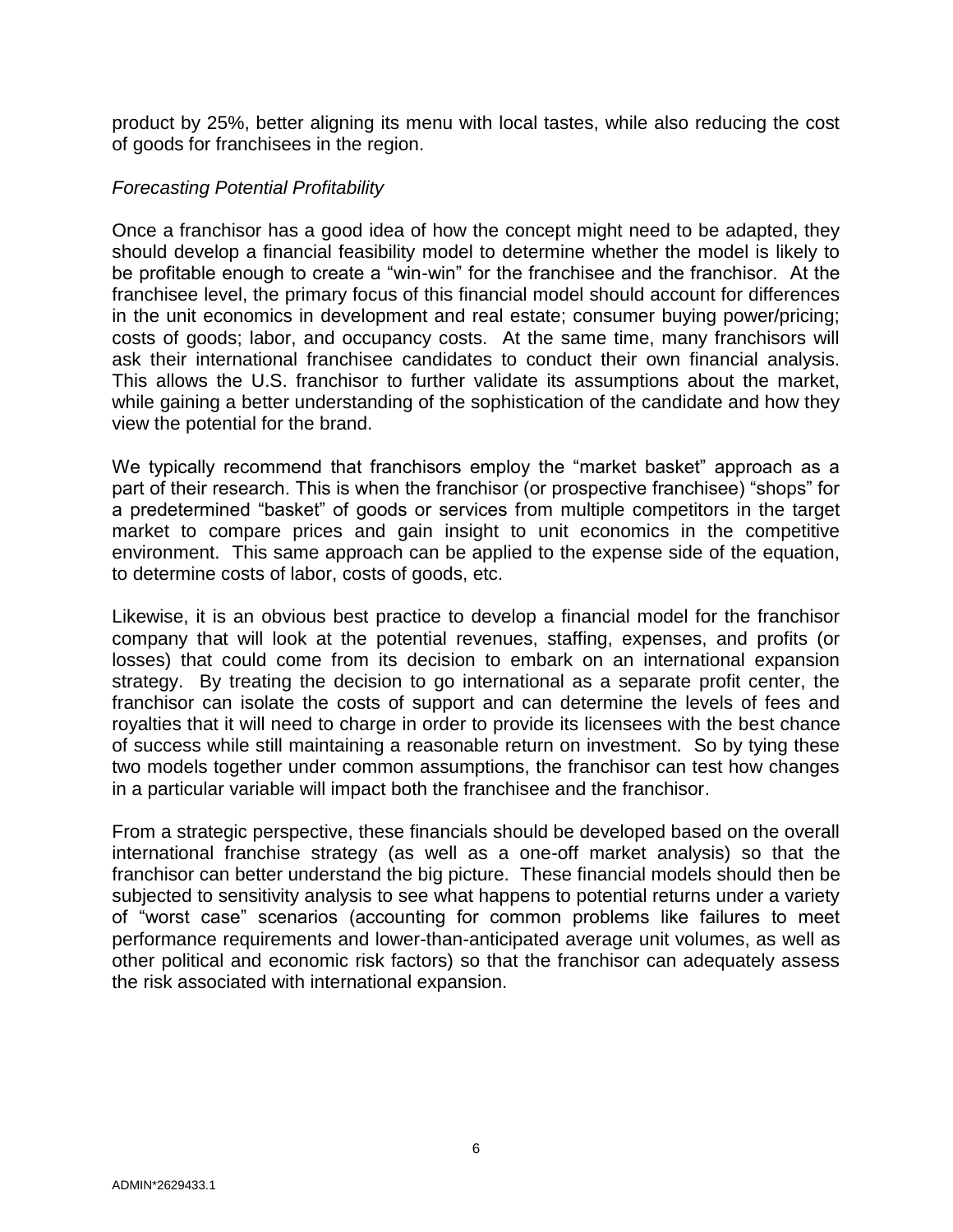product by 25%, better aligning its menu with local tastes, while also reducing the cost of goods for franchisees in the region.

*Forecasting Potential Profitability*

Once a franchisor has a good idea of how the concept might need to be adapted, they should develop a financial feasibility model to determine whether the model is likely to be profitable enough to create a "win-win" for the franchisee and the franchisor. At the franchisee level, the primary focus of this financial model should account for differences in the unit economics in development and real estate; consumer buying power/pricing; costs of goods; labor, and occupancy costs. At the same time, many franchisors will ask their international franchisee candidates to conduct their own financial analysis. This allows the U.S. franchisor to further validate its assumptions about the market, while gaining a better understanding of the sophistication of the candidate and how they view the potential for the brand.

We typically recommend that franchisors employ the "market basket" approach as a part of their research. This is when the franchisor (or prospective franchisee) "shops" for a predetermined "basket" of goods or services from multiple competitors in the target market to compare prices and gain insight to unit economics in the competitive environment. This same approach can be applied to the expense side of the equation, to determine costs of labor, costs of goods, etc.

Likewise, it is an obvious best practice to develop a financial model for the franchisor company that will look at the potential revenues, staffing, expenses, and profits (or losses) that could come from its decision to embark on an international expansion strategy. By treating the decision to go international as a separate profit center, the franchisor can isolate the costs of support and can determine the levels of fees and royalties that it will need to charge in order to provide its licensees with the best chance of success while still maintaining a reasonable return on investment. So by tying these two models together under common assumptions, the franchisor can test how changes in a particular variable will impact both the franchisee and the franchisor.

From a strategic perspective, these financials should be developed based on the overall international franchise strategy (as well as a one-off market analysis) so that the franchisor can better understand the big picture. These financial models should then be subjected to sensitivity analysis to see what happens to potential returns under a variety of "worst case" scenarios (accounting for common problems like failures to meet performance requirements and lower-than-anticipated average unit volumes, as well as other political and economic risk factors) so that the franchisor can adequately assess the risk associated with international expansion.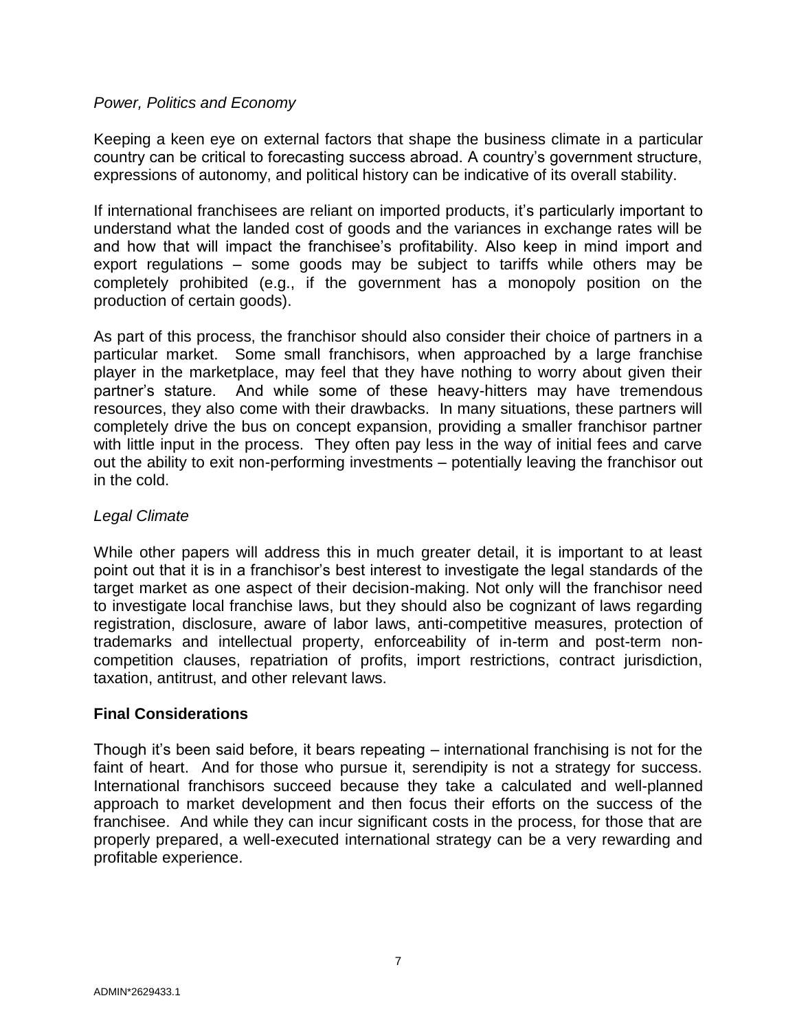*Power, Politics and Economy*

Keeping a keen eye on external factors that shape the business climate in a particular country can be critical to forecasting success abroad. A country's government structure, expressions of autonomy, and political history can be indicative of its overall stability.

If international franchisees are reliant on imported products, it's particularly important to understand what the landed cost of goods and the variances in exchange rates will be and how that will impact the franchisee's profitability. Also keep in mind import and export regulations – some goods may be subject to tariffs while others may be completely prohibited (e.g., if the government has a monopoly position on the production of certain goods).

As part of this process, the franchisor should also consider their choice of partners in a particular market. Some small franchisors, when approached by a large franchise player in the marketplace, may feel that they have nothing to worry about given their partner's stature. And while some of these heavy-hitters may have tremendous resources, they also come with their drawbacks. In many situations, these partners will completely drive the bus on concept expansion, providing a smaller franchisor partner with little input in the process. They often pay less in the way of initial fees and carve out the ability to exit non-performing investments – potentially leaving the franchisor out in the cold.

*Legal Climate*

While other papers will address this in much greater detail, it is important to at least point out that it is in a franchisor's best interest to investigate the legal standards of the target market as one aspect of their decision-making. Not only will the franchisor need to investigate local franchise laws, but they should also be cognizant of laws regarding registration, disclosure, aware of labor laws, anti-competitive measures, protection of trademarks and intellectual property, enforceability of in-term and post-term non-competition clauses, repatriation of profits, import restrictions, contract jurisdiction, taxation, antitrust, and other relevant laws.

**Final Considerations**

Though it's been said before, it bears repeating – international franchising is not for the faint of heart. And for those who pursue it, serendipity is not a strategy for success. International franchisors succeed because they take a calculated and well-planned approach to market development and then focus their efforts on the success of the franchisee. And while they can incur significant costs in the process, for those that are properly prepared, a well-executed international strategy can be a very rewarding and profitable experience.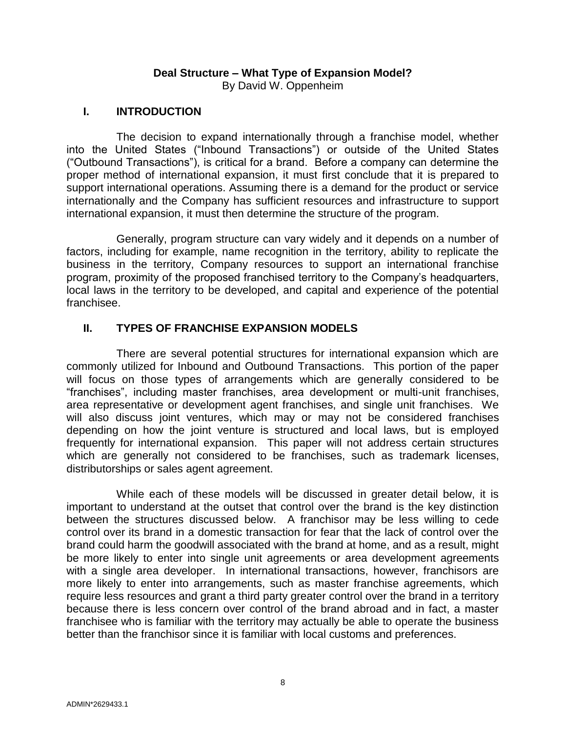# Deal Structure – What Type of Expansion Model?

By David W. Oppenheim

## I. INTRODUCTION

The decision to expand internationally through a franchise model, whether into the United States ("Inbound Transactions") or outside of the United States ("Outbound Transactions"), is critical for a brand. Before a company can determine the proper method of international expansion, it must first conclude that it is prepared to support international operations. Assuming there is a demand for the product or service internationally and the Company has sufficient resources and infrastructure to support international expansion, it must then determine the structure of the program.

Generally, program structure can vary widely and it depends on a number of factors, including for example, name recognition in the territory, ability to replicate the business in the territory, Company resources to support an international franchise program, proximity of the proposed franchised territory to the Company's headquarters, local laws in the territory to be developed, and capital and experience of the potential franchisee.

## II. TYPES OF FRANCHISE EXPANSION MODELS

There are several potential structures for international expansion which are commonly utilized for Inbound and Outbound Transactions. This portion of the paper will focus on those types of arrangements which are generally considered to be "franchises", including master franchises, area development or multi-unit franchises, area representative or development agent franchises, and single unit franchises. We will also discuss joint ventures, which may or may not be considered franchises depending on how the joint venture is structured and local laws, but is employed frequently for international expansion. This paper will not address certain structures which are generally not considered to be franchises, such as trademark licenses, distributorships or sales agent agreement.

While each of these models will be discussed in greater detail below, it is important to understand at the outset that control over the brand is the key distinction between the structures discussed below. A franchisor may be less willing to cede control over its brand in a domestic transaction for fear that the lack of control over the brand could harm the goodwill associated with the brand at home, and as a result, might be more likely to enter into single unit agreements or area development agreements with a single area developer. In international transactions, however, franchisors are more likely to enter into arrangements, such as master franchise agreements, which require less resources and grant a third party greater control over the brand in a territory because there is less concern over control of the brand abroad and in fact, a master franchisee who is familiar with the territory may actually be able to operate the business better than the franchisor since it is familiar with local customs and preferences.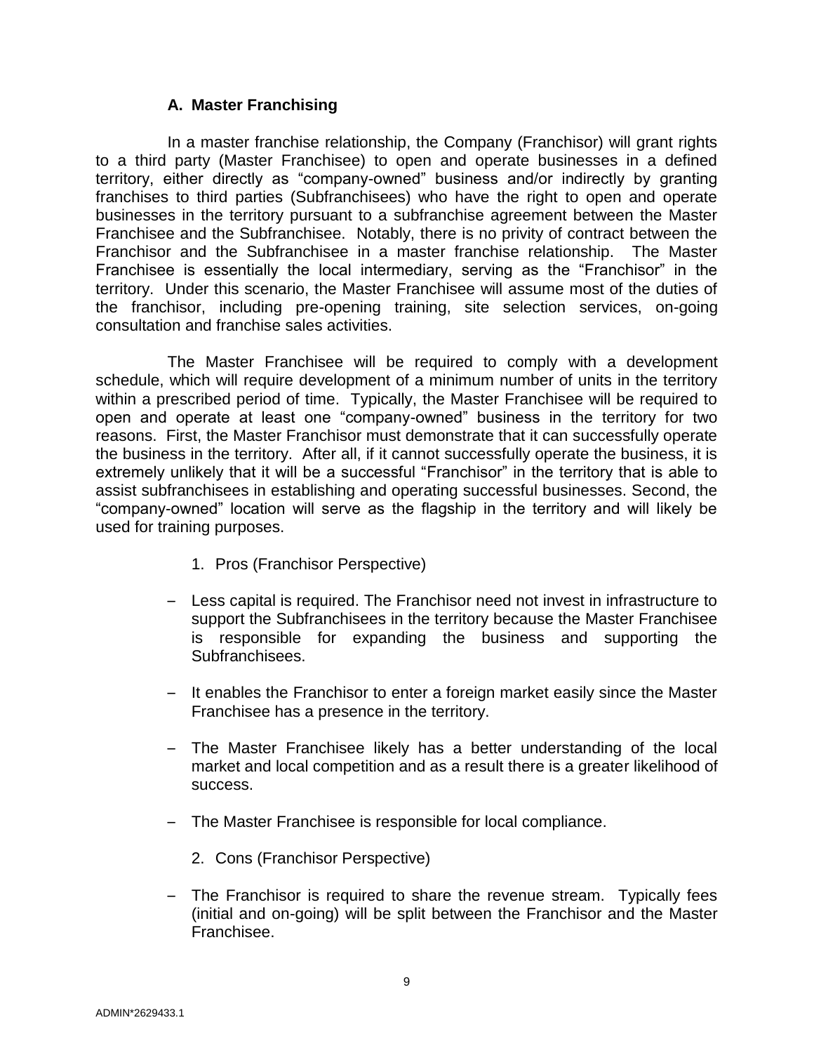### A. Master Franchising

In a master franchise relationship, the Company (Franchisor) will grant rights to a third party (Master Franchisee) to open and operate businesses in a defined territory, either directly as "company-owned" business and/or indirectly by granting franchises to third parties (Subfranchisees) who have the right to open and operate businesses in the territory pursuant to a subfranchise agreement between the Master Franchisee and the Subfranchisee. Notably, there is no privity of contract between the Franchisor and the Subfranchisee in a master franchise relationship. The Master Franchisee is essentially the local intermediary, serving as the "Franchisor" in the territory. Under this scenario, the Master Franchisee will assume most of the duties of the franchisor, including pre-opening training, site selection services, on-going consultation and franchise sales activities.

The Master Franchisee will be required to comply with a development schedule, which will require development of a minimum number of units in the territory within a prescribed period of time. Typically, the Master Franchisee will be required to open and operate at least one "company-owned" business in the territory for two reasons. First, the Master Franchisor must demonstrate that it can successfully operate the business in the territory. After all, if it cannot successfully operate the business, it is extremely unlikely that it will be a successful "Franchisor" in the territory that is able to assist subfranchisees in establishing and operating successful businesses. Second, the "company-owned" location will serve as the flagship in the territory and will likely be used for training purposes.

1. Pros (Franchisor Perspective)

- Less capital is required. The Franchisor need not invest in infrastructure to support the Subfranchisees in the territory because the Master Franchisee is responsible for expanding the business and supporting the Subfranchisees.
- It enables the Franchisor to enter a foreign market easily since the Master Franchisee has a presence in the territory.
- The Master Franchisee likely has a better understanding of the local market and local competition and as a result there is a greater likelihood of success.
- The Master Franchisee is responsible for local compliance.

2. Cons (Franchisor Perspective)

- The Franchisor is required to share the revenue stream. Typically fees (initial and on-going) will be split between the Franchisor and the Master Franchisee.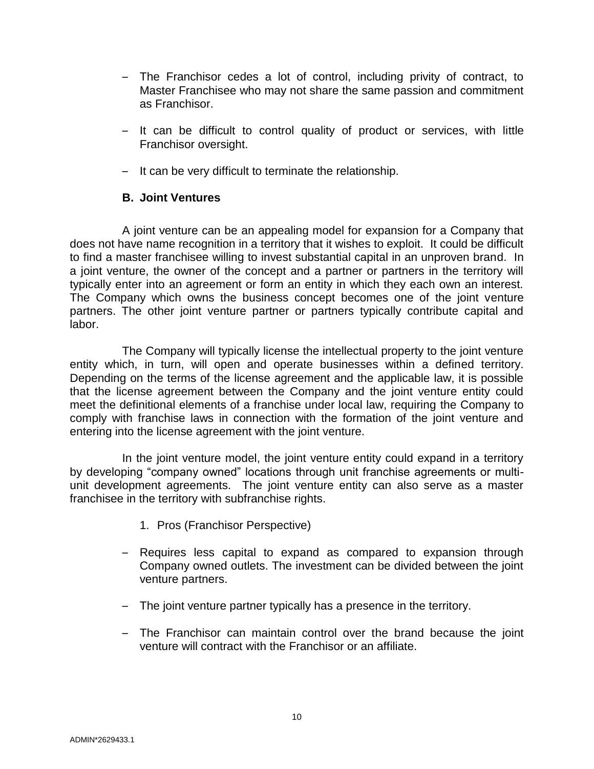- The Franchisor cedes a lot of control, including privity of contract, to Master Franchisee who may not share the same passion and commitment as Franchisor.
- It can be difficult to control quality of product or services, with little Franchisor oversight.
- It can be very difficult to terminate the relationship.

### B. Joint Ventures

A joint venture can be an appealing model for expansion for a Company that does not have name recognition in a territory that it wishes to exploit. It could be difficult to find a master franchisee willing to invest substantial capital in an unproven brand. In a joint venture, the owner of the concept and a partner or partners in the territory will typically enter into an agreement or form an entity in which they each own an interest. The Company which owns the business concept becomes one of the joint venture partners. The other joint venture partner or partners typically contribute capital and labor.

The Company will typically license the intellectual property to the joint venture entity which, in turn, will open and operate businesses within a defined territory. Depending on the terms of the license agreement and the applicable law, it is possible that the license agreement between the Company and the joint venture entity could meet the definitional elements of a franchise under local law, requiring the Company to comply with franchise laws in connection with the formation of the joint venture and entering into the license agreement with the joint venture.

In the joint venture model, the joint venture entity could expand in a territory by developing "company owned" locations through unit franchise agreements or multi-unit development agreements. The joint venture entity can also serve as a master franchisee in the territory with subfranchise rights.

1. Pros (Franchisor Perspective)

- Requires less capital to expand as compared to expansion through Company owned outlets. The investment can be divided between the joint venture partners.
- The joint venture partner typically has a presence in the territory.
- The Franchisor can maintain control over the brand because the joint venture will contract with the Franchisor or an affiliate.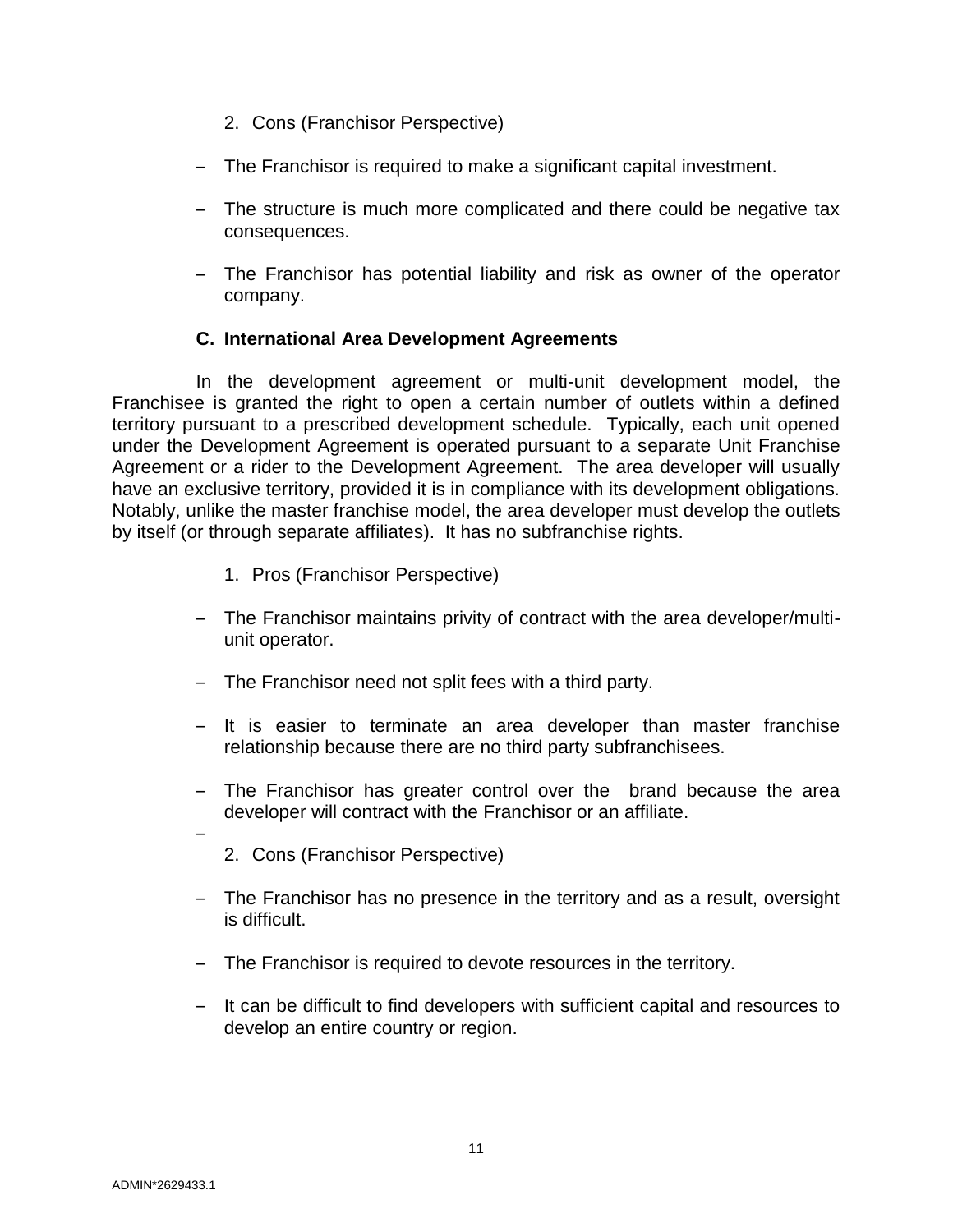2. Cons (Franchisor Perspective)

- The Franchisor is required to make a significant capital investment.
- The structure is much more complicated and there could be negative tax consequences.
- The Franchisor has potential liability and risk as owner of the operator company.

### C. International Area Development Agreements

In the development agreement or multi-unit development model, the Franchisee is granted the right to open a certain number of outlets within a defined territory pursuant to a prescribed development schedule. Typically, each unit opened under the Development Agreement is operated pursuant to a separate Unit Franchise Agreement or a rider to the Development Agreement. The area developer will usually have an exclusive territory, provided it is in compliance with its development obligations. Notably, unlike the master franchise model, the area developer must develop the outlets by itself (or through separate affiliates). It has no subfranchise rights.

1. Pros (Franchisor Perspective)

- The Franchisor maintains privity of contract with the area developer/multi-unit operator.
- The Franchisor need not split fees with a third party.
- It is easier to terminate an area developer than master franchise relationship because there are no third party subfranchisees.
- The Franchisor has greater control over the brand because the area developer will contract with the Franchisor or an affiliate.

2. Cons (Franchisor Perspective)

- The Franchisor has no presence in the territory and as a result, oversight is difficult.
- The Franchisor is required to devote resources in the territory.
- It can be difficult to find developers with sufficient capital and resources to develop an entire country or region.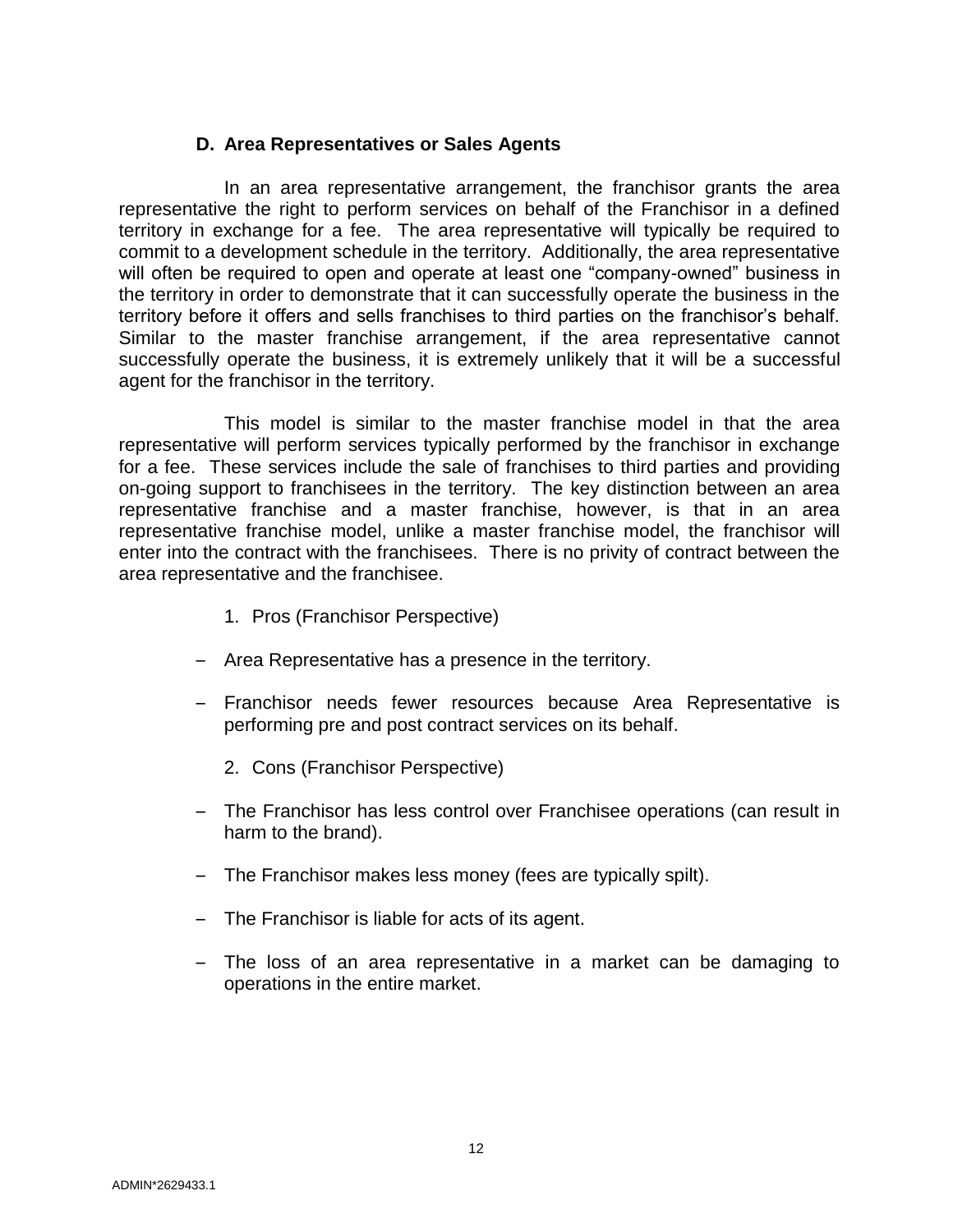### D. Area Representatives or Sales Agents

In an area representative arrangement, the franchisor grants the area representative the right to perform services on behalf of the Franchisor in a defined territory in exchange for a fee. The area representative will typically be required to commit to a development schedule in the territory. Additionally, the area representative will often be required to open and operate at least one "company-owned" business in the territory in order to demonstrate that it can successfully operate the business in the territory before it offers and sells franchises to third parties on the franchisor's behalf. Similar to the master franchise arrangement, if the area representative cannot successfully operate the business, it is extremely unlikely that it will be a successful agent for the franchisor in the territory.

This model is similar to the master franchise model in that the area representative will perform services typically performed by the franchisor in exchange for a fee. These services include the sale of franchises to third parties and providing on-going support to franchisees in the territory. The key distinction between an area representative franchise and a master franchise, however, is that in an area representative franchise model, unlike a master franchise model, the franchisor will enter into the contract with the franchisees. There is no privity of contract between the area representative and the franchisee.

1. Pros (Franchisor Perspective)

- Area Representative has a presence in the territory.
- Franchisor needs fewer resources because Area Representative is performing pre and post contract services on its behalf.

2. Cons (Franchisor Perspective)

- The Franchisor has less control over Franchisee operations (can result in harm to the brand).
- The Franchisor makes less money (fees are typically spilt).
- The Franchisor is liable for acts of its agent.
- The loss of an area representative in a market can be damaging to operations in the entire market.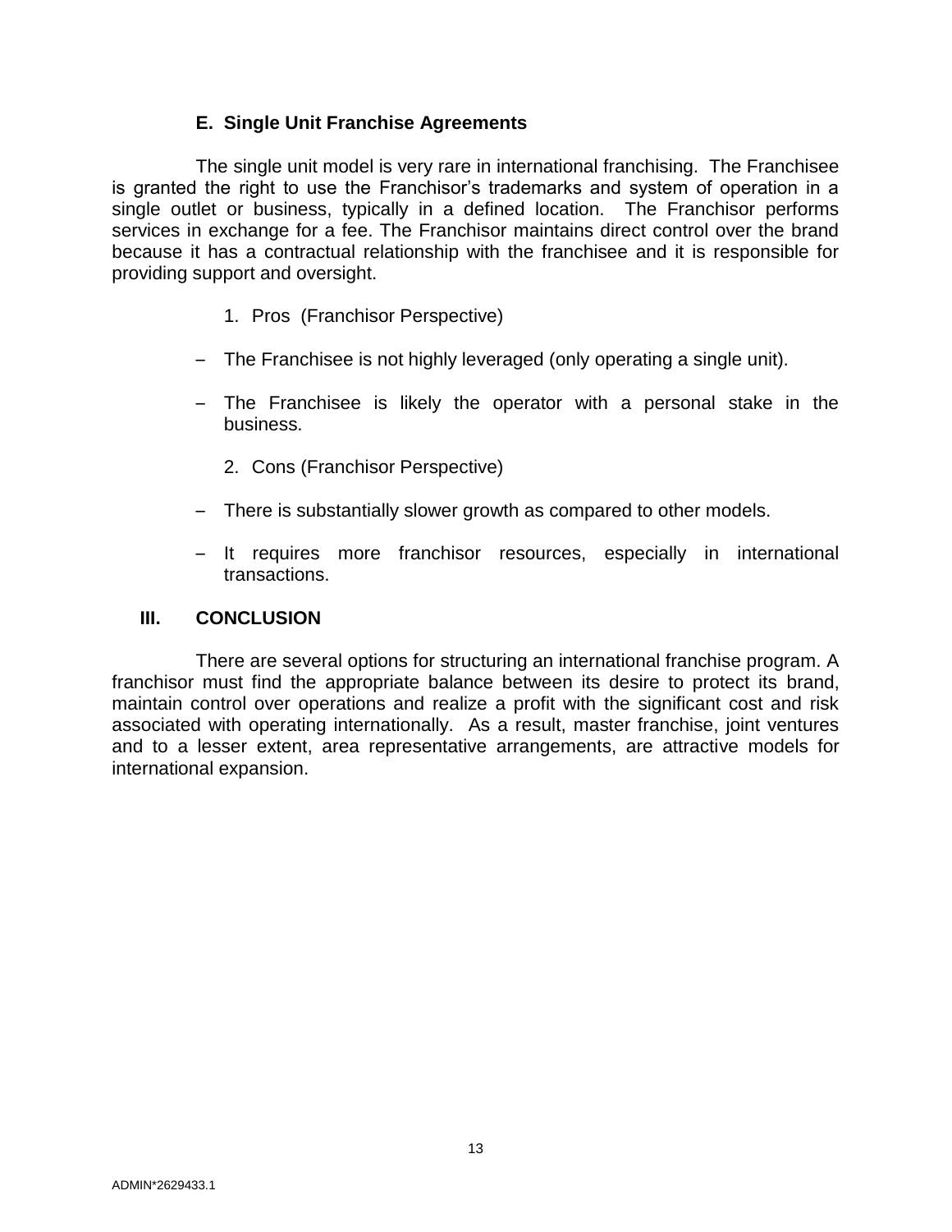### E. Single Unit Franchise Agreements

The single unit model is very rare in international franchising. The Franchisee is granted the right to use the Franchisor's trademarks and system of operation in a single outlet or business, typically in a defined location. The Franchisor performs services in exchange for a fee. The Franchisor maintains direct control over the brand because it has a contractual relationship with the franchisee and it is responsible for providing support and oversight.

1. Pros (Franchisor Perspective)

- The Franchisee is not highly leveraged (only operating a single unit).
- The Franchisee is likely the operator with a personal stake in the business.

2. Cons (Franchisor Perspective)

- There is substantially slower growth as compared to other models.
- It requires more franchisor resources, especially in international transactions.

## III. CONCLUSION

There are several options for structuring an international franchise program. A franchisor must find the appropriate balance between its desire to protect its brand, maintain control over operations and realize a profit with the significant cost and risk associated with operating internationally. As a result, master franchise, joint ventures and to a lesser extent, area representative arrangements, are attractive models for international expansion.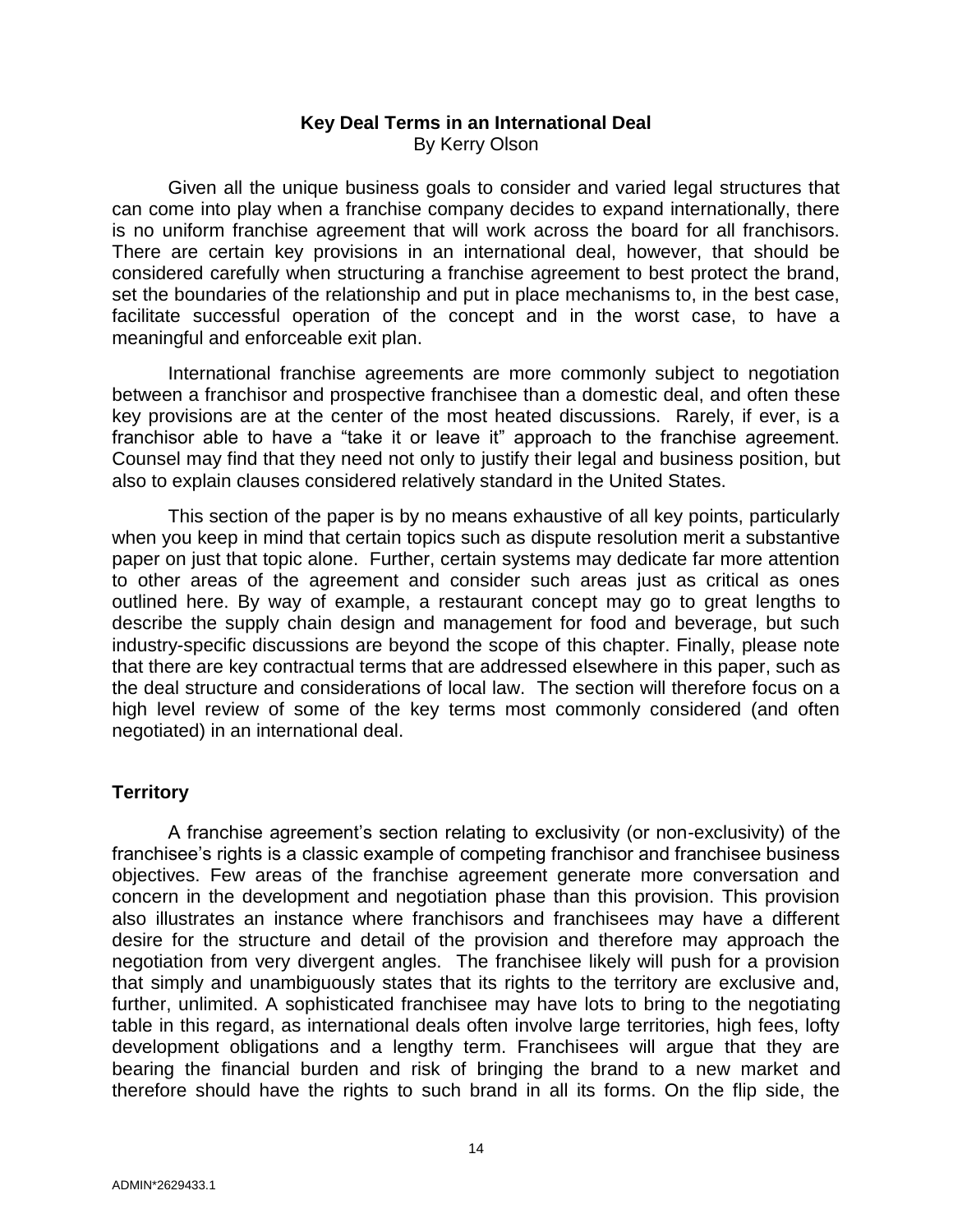## Key Deal Terms in an International Deal

By Kerry Olson

Given all the unique business goals to consider and varied legal structures that can come into play when a franchise company decides to expand internationally, there is no uniform franchise agreement that will work across the board for all franchisors. There are certain key provisions in an international deal, however, that should be considered carefully when structuring a franchise agreement to best protect the brand, set the boundaries of the relationship and put in place mechanisms to, in the best case, facilitate successful operation of the concept and in the worst case, to have a meaningful and enforceable exit plan.

International franchise agreements are more commonly subject to negotiation between a franchisor and prospective franchisee than a domestic deal, and often these key provisions are at the center of the most heated discussions. Rarely, if ever, is a franchisor able to have a "take it or leave it" approach to the franchise agreement. Counsel may find that they need not only to justify their legal and business position, but also to explain clauses considered relatively standard in the United States.

This section of the paper is by no means exhaustive of all key points, particularly when you keep in mind that certain topics such as dispute resolution merit a substantive paper on just that topic alone. Further, certain systems may dedicate far more attention to other areas of the agreement and consider such areas just as critical as ones outlined here. By way of example, a restaurant concept may go to great lengths to describe the supply chain design and management for food and beverage, but such industry-specific discussions are beyond the scope of this chapter. Finally, please note that there are key contractual terms that are addressed elsewhere in this paper, such as the deal structure and considerations of local law. The section will therefore focus on a high level review of some of the key terms most commonly considered (and often negotiated) in an international deal.

### Territory

A franchise agreement's section relating to exclusivity (or non-exclusivity) of the franchisee's rights is a classic example of competing franchisor and franchisee business objectives. Few areas of the franchise agreement generate more conversation and concern in the development and negotiation phase than this provision. This provision also illustrates an instance where franchisors and franchisees may have a different desire for the structure and detail of the provision and therefore may approach the negotiation from very divergent angles. The franchisee likely will push for a provision that simply and unambiguously states that its rights to the territory are exclusive and, further, unlimited. A sophisticated franchisee may have lots to bring to the negotiating table in this regard, as international deals often involve large territories, high fees, lofty development obligations and a lengthy term. Franchisees will argue that they are bearing the financial burden and risk of bringing the brand to a new market and therefore should have the rights to such brand in all its forms. On the flip side, the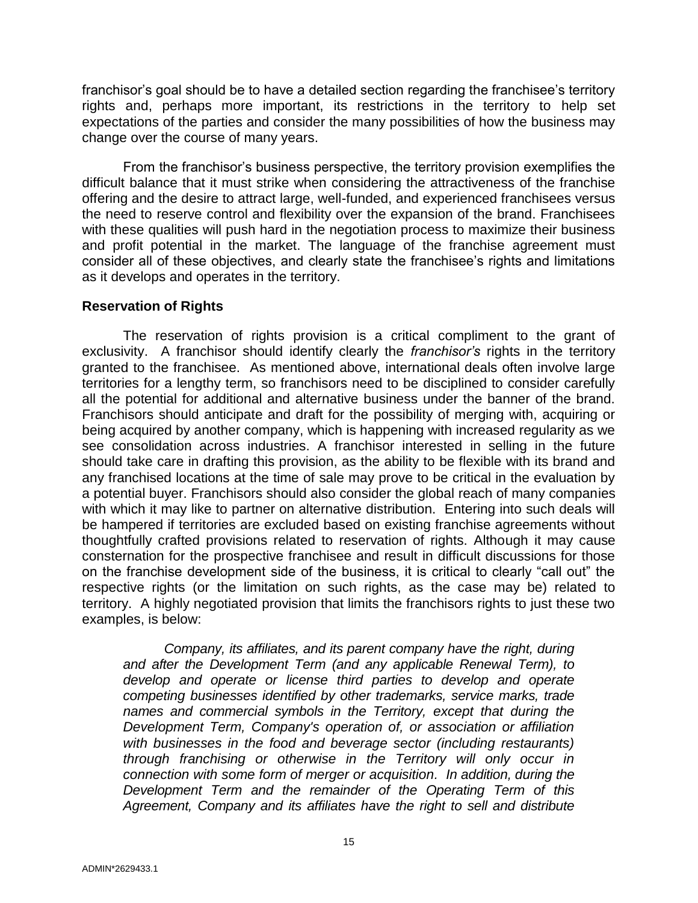franchisor's goal should be to have a detailed section regarding the franchisee's territory rights and, perhaps more important, its restrictions in the territory to help set expectations of the parties and consider the many possibilities of how the business may change over the course of many years.

From the franchisor's business perspective, the territory provision exemplifies the difficult balance that it must strike when considering the attractiveness of the franchise offering and the desire to attract large, well-funded, and experienced franchisees versus the need to reserve control and flexibility over the expansion of the brand. Franchisees with these qualities will push hard in the negotiation process to maximize their business and profit potential in the market. The language of the franchise agreement must consider all of these objectives, and clearly state the franchisee's rights and limitations as it develops and operates in the territory.

### Reservation of Rights

The reservation of rights provision is a critical compliment to the grant of exclusivity. A franchisor should identify clearly the *franchisor's* rights in the territory granted to the franchisee. As mentioned above, international deals often involve large territories for a lengthy term, so franchisors need to be disciplined to consider carefully all the potential for additional and alternative business under the banner of the brand. Franchisors should anticipate and draft for the possibility of merging with, acquiring or being acquired by another company, which is happening with increased regularity as we see consolidation across industries. A franchisor interested in selling in the future should take care in drafting this provision, as the ability to be flexible with its brand and any franchised locations at the time of sale may prove to be critical in the evaluation by a potential buyer. Franchisors should also consider the global reach of many companies with which it may like to partner on alternative distribution. Entering into such deals will be hampered if territories are excluded based on existing franchise agreements without thoughtfully crafted provisions related to reservation of rights. Although it may cause consternation for the prospective franchisee and result in difficult discussions for those on the franchise development side of the business, it is critical to clearly "call out" the respective rights (or the limitation on such rights, as the case may be) related to territory. A highly negotiated provision that limits the franchisors rights to just these two examples, is below:

> *Company, its affiliates, and its parent company have the right, during and after the Development Term (and any applicable Renewal Term), to develop and operate or license third parties to develop and operate competing businesses identified by other trademarks, service marks, trade names and commercial symbols in the Territory, except that during the Development Term, Company's operation of, or association or affiliation with businesses in the food and beverage sector (including restaurants) through franchising or otherwise in the Territory will only occur in connection with some form of merger or acquisition. In addition, during the Development Term and the remainder of the Operating Term of this Agreement, Company and its affiliates have the right to sell and distribute*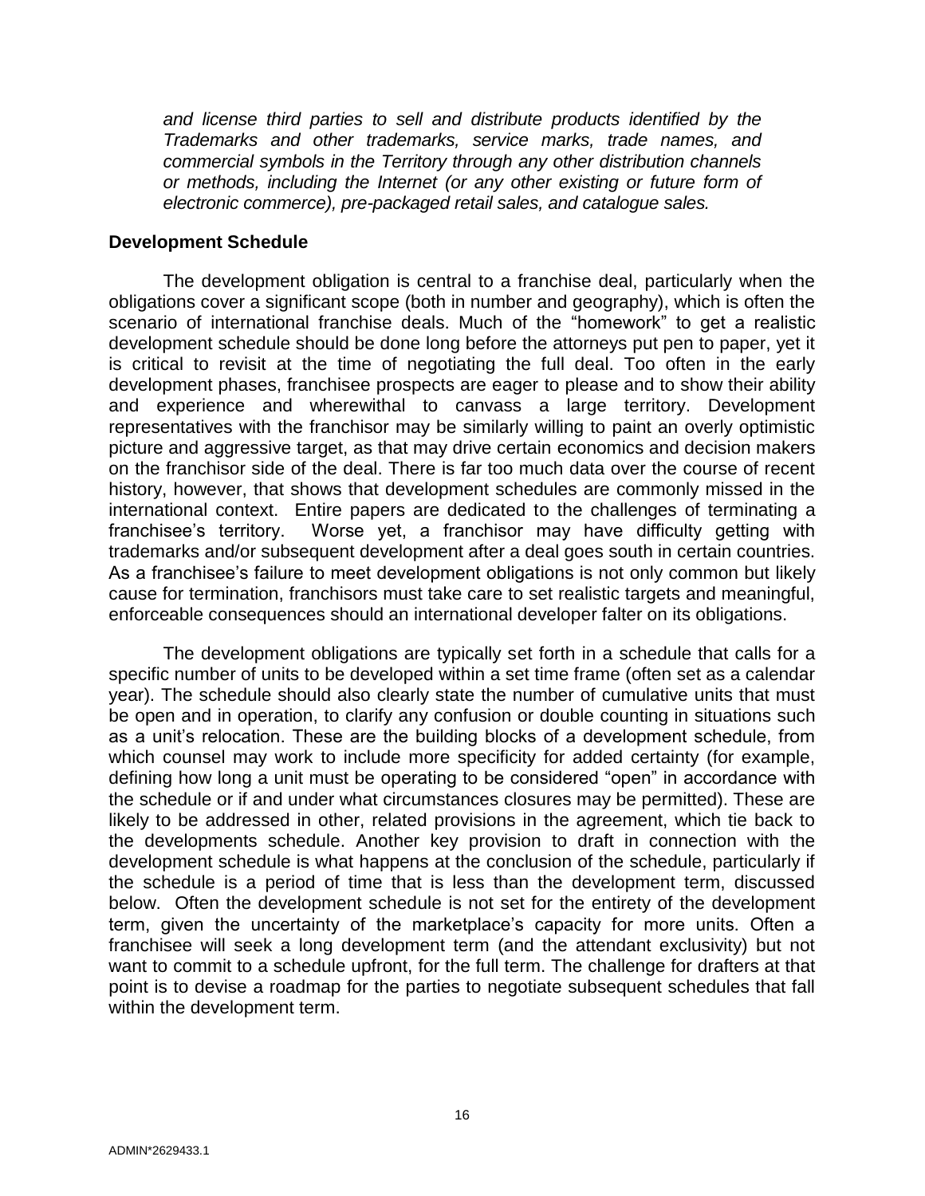*and license third parties to sell and distribute products identified by the Trademarks and other trademarks, service marks, trade names, and commercial symbols in the Territory through any other distribution channels or methods, including the Internet (or any other existing or future form of electronic commerce), pre-packaged retail sales, and catalogue sales.*

**Development Schedule**

The development obligation is central to a franchise deal, particularly when the obligations cover a significant scope (both in number and geography), which is often the scenario of international franchise deals. Much of the "homework" to get a realistic development schedule should be done long before the attorneys put pen to paper, yet it is critical to revisit at the time of negotiating the full deal. Too often in the early development phases, franchisee prospects are eager to please and to show their ability and experience and wherewithal to canvass a large territory. Development representatives with the franchisor may be similarly willing to paint an overly optimistic picture and aggressive target, as that may drive certain economics and decision makers on the franchisor side of the deal. There is far too much data over the course of recent history, however, that shows that development schedules are commonly missed in the international context. Entire papers are dedicated to the challenges of terminating a franchisee's territory. Worse yet, a franchisor may have difficulty getting with trademarks and/or subsequent development after a deal goes south in certain countries. As a franchisee's failure to meet development obligations is not only common but likely cause for termination, franchisors must take care to set realistic targets and meaningful, enforceable consequences should an international developer falter on its obligations.

The development obligations are typically set forth in a schedule that calls for a specific number of units to be developed within a set time frame (often set as a calendar year). The schedule should also clearly state the number of cumulative units that must be open and in operation, to clarify any confusion or double counting in situations such as a unit's relocation. These are the building blocks of a development schedule, from which counsel may work to include more specificity for added certainty (for example, defining how long a unit must be operating to be considered "open" in accordance with the schedule or if and under what circumstances closures may be permitted). These are likely to be addressed in other, related provisions in the agreement, which tie back to the developments schedule. Another key provision to draft in connection with the development schedule is what happens at the conclusion of the schedule, particularly if the schedule is a period of time that is less than the development term, discussed below. Often the development schedule is not set for the entirety of the development term, given the uncertainty of the marketplace's capacity for more units. Often a franchisee will seek a long development term (and the attendant exclusivity) but not want to commit to a schedule upfront, for the full term. The challenge for drafters at that point is to devise a roadmap for the parties to negotiate subsequent schedules that fall within the development term.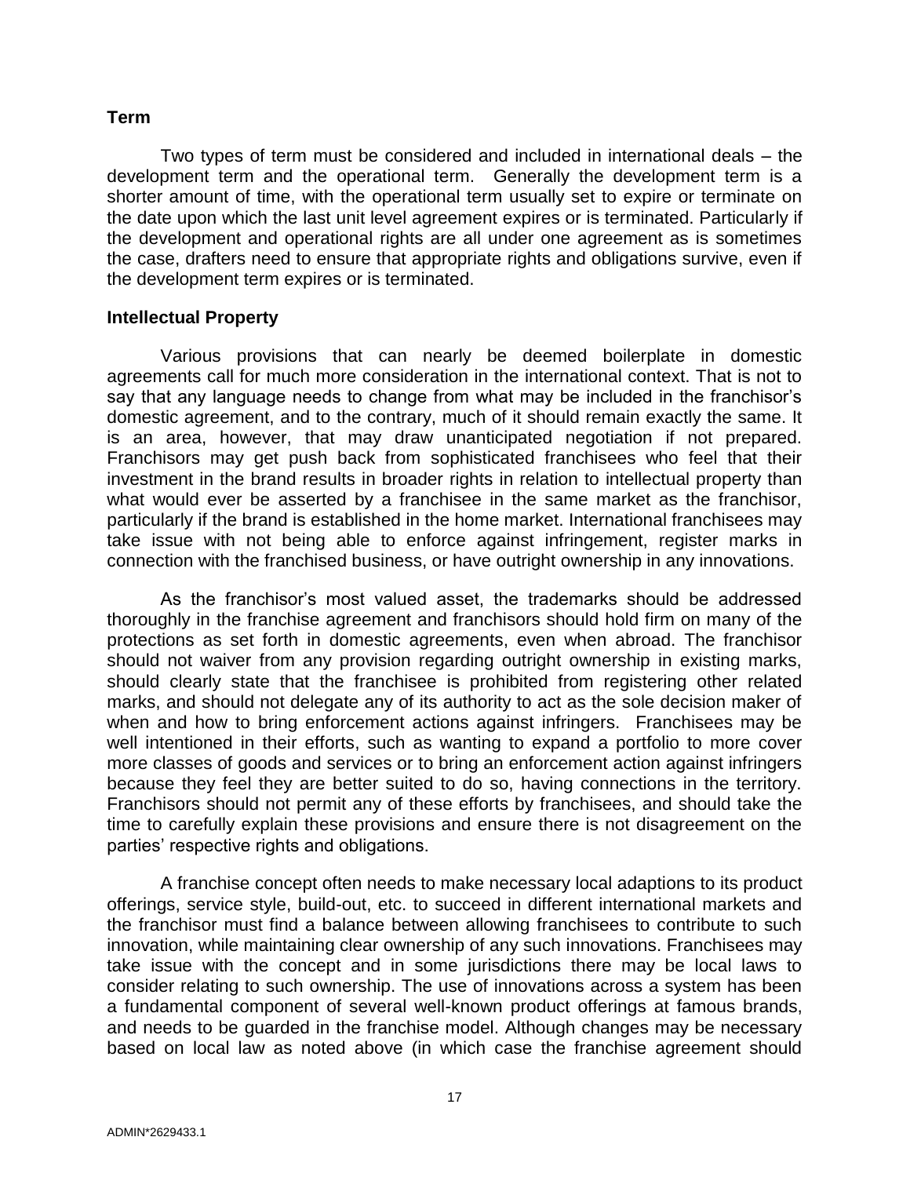## Term

Two types of term must be considered and included in international deals – the development term and the operational term. Generally the development term is a shorter amount of time, with the operational term usually set to expire or terminate on the date upon which the last unit level agreement expires or is terminated. Particularly if the development and operational rights are all under one agreement as is sometimes the case, drafters need to ensure that appropriate rights and obligations survive, even if the development term expires or is terminated.

## Intellectual Property

Various provisions that can nearly be deemed boilerplate in domestic agreements call for much more consideration in the international context. That is not to say that any language needs to change from what may be included in the franchisor's domestic agreement, and to the contrary, much of it should remain exactly the same. It is an area, however, that may draw unanticipated negotiation if not prepared. Franchisors may get push back from sophisticated franchisees who feel that their investment in the brand results in broader rights in relation to intellectual property than what would ever be asserted by a franchisee in the same market as the franchisor, particularly if the brand is established in the home market. International franchisees may take issue with not being able to enforce against infringement, register marks in connection with the franchised business, or have outright ownership in any innovations.

As the franchisor's most valued asset, the trademarks should be addressed thoroughly in the franchise agreement and franchisors should hold firm on many of the protections as set forth in domestic agreements, even when abroad. The franchisor should not waiver from any provision regarding outright ownership in existing marks, should clearly state that the franchisee is prohibited from registering other related marks, and should not delegate any of its authority to act as the sole decision maker of when and how to bring enforcement actions against infringers. Franchisees may be well intentioned in their efforts, such as wanting to expand a portfolio to more cover more classes of goods and services or to bring an enforcement action against infringers because they feel they are better suited to do so, having connections in the territory. Franchisors should not permit any of these efforts by franchisees, and should take the time to carefully explain these provisions and ensure there is not disagreement on the parties' respective rights and obligations.

A franchise concept often needs to make necessary local adaptions to its product offerings, service style, build-out, etc. to succeed in different international markets and the franchisor must find a balance between allowing franchisees to contribute to such innovation, while maintaining clear ownership of any such innovations. Franchisees may take issue with the concept and in some jurisdictions there may be local laws to consider relating to such ownership. The use of innovations across a system has been a fundamental component of several well-known product offerings at famous brands, and needs to be guarded in the franchise model. Although changes may be necessary based on local law as noted above (in which case the franchise agreement should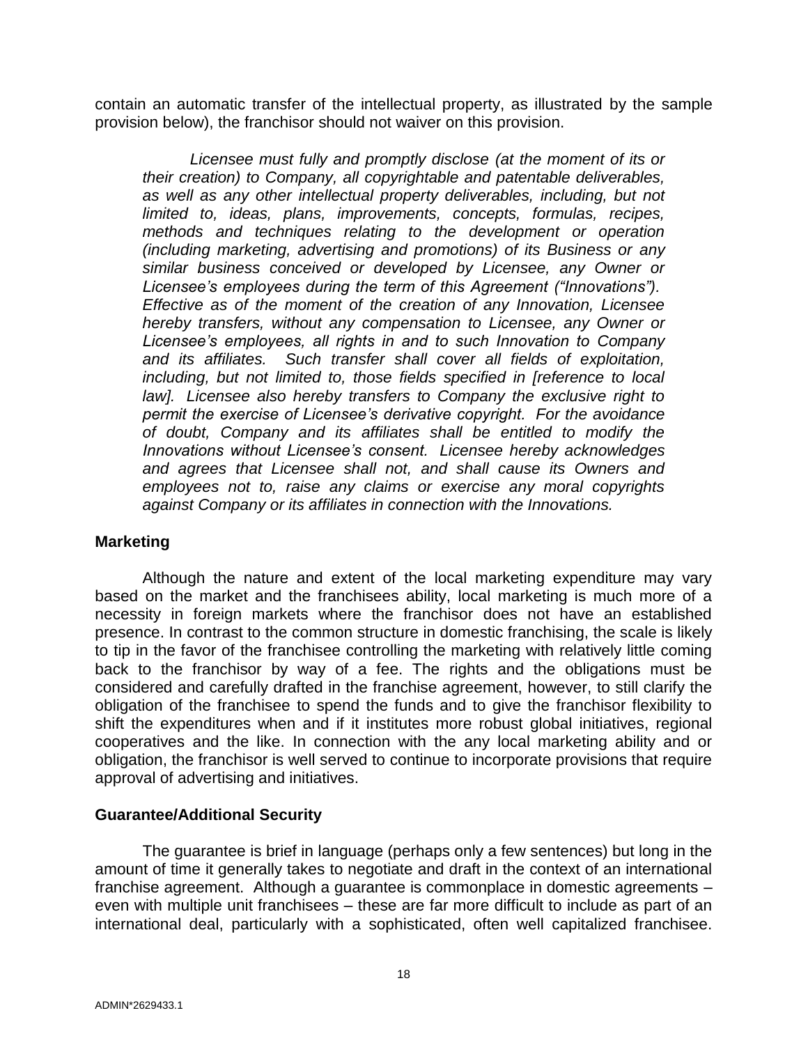contain an automatic transfer of the intellectual property, as illustrated by the sample provision below), the franchisor should not waiver on this provision.

> *Licensee must fully and promptly disclose (at the moment of its or their creation) to Company, all copyrightable and patentable deliverables, as well as any other intellectual property deliverables, including, but not limited to, ideas, plans, improvements, concepts, formulas, recipes, methods and techniques relating to the development or operation (including marketing, advertising and promotions) of its Business or any similar business conceived or developed by Licensee, any Owner or Licensee's employees during the term of this Agreement ("Innovations"). Effective as of the moment of the creation of any Innovation, Licensee hereby transfers, without any compensation to Licensee, any Owner or Licensee's employees, all rights in and to such Innovation to Company and its affiliates. Such transfer shall cover all fields of exploitation, including, but not limited to, those fields specified in [reference to local law]. Licensee also hereby transfers to Company the exclusive right to permit the exercise of Licensee's derivative copyright. For the avoidance of doubt, Company and its affiliates shall be entitled to modify the Innovations without Licensee's consent. Licensee hereby acknowledges and agrees that Licensee shall not, and shall cause its Owners and employees not to, raise any claims or exercise any moral copyrights against Company or its affiliates in connection with the Innovations.*

**Marketing**

Although the nature and extent of the local marketing expenditure may vary based on the market and the franchisees ability, local marketing is much more of a necessity in foreign markets where the franchisor does not have an established presence. In contrast to the common structure in domestic franchising, the scale is likely to tip in the favor of the franchisee controlling the marketing with relatively little coming back to the franchisor by way of a fee. The rights and the obligations must be considered and carefully drafted in the franchise agreement, however, to still clarify the obligation of the franchisee to spend the funds and to give the franchisor flexibility to shift the expenditures when and if it institutes more robust global initiatives, regional cooperatives and the like. In connection with the any local marketing ability and or obligation, the franchisor is well served to continue to incorporate provisions that require approval of advertising and initiatives.

**Guarantee/Additional Security**

The guarantee is brief in language (perhaps only a few sentences) but long in the amount of time it generally takes to negotiate and draft in the context of an international franchise agreement. Although a guarantee is commonplace in domestic agreements – even with multiple unit franchisees – these are far more difficult to include as part of an international deal, particularly with a sophisticated, often well capitalized franchisee.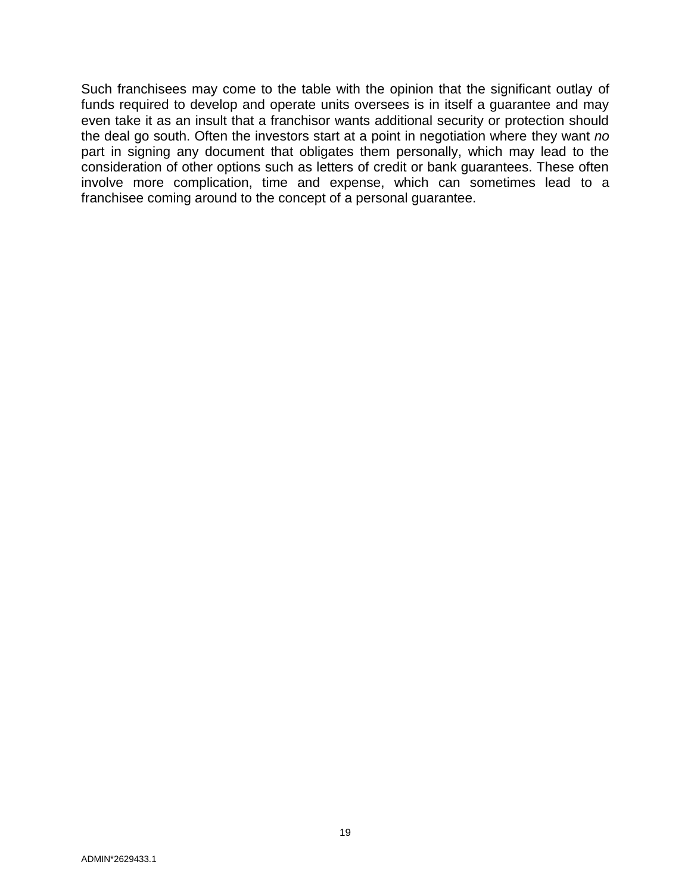Such franchisees may come to the table with the opinion that the significant outlay of funds required to develop and operate units oversees is in itself a guarantee and may even take it as an insult that a franchisor wants additional security or protection should the deal go south. Often the investors start at a point in negotiation where they want *no* part in signing any document that obligates them personally, which may lead to the consideration of other options such as letters of credit or bank guarantees. These often involve more complication, time and expense, which can sometimes lead to a franchisee coming around to the concept of a personal guarantee.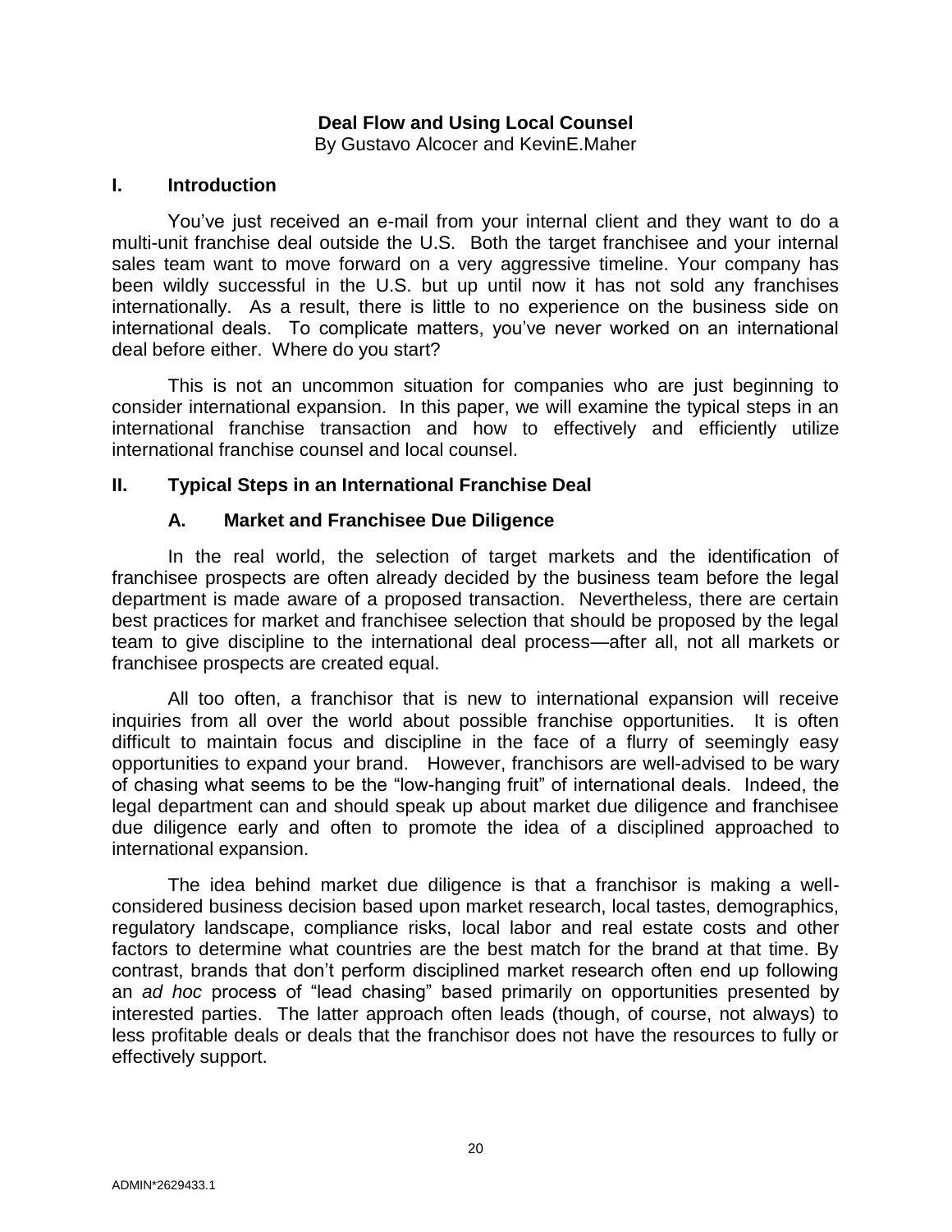# Deal Flow and Using Local Counsel

By Gustavo Alcocer and KevinE.Maher

## I. Introduction

You've just received an e-mail from your internal client and they want to do a multi-unit franchise deal outside the U.S. Both the target franchisee and your internal sales team want to move forward on a very aggressive timeline. Your company has been wildly successful in the U.S. but up until now it has not sold any franchises internationally. As a result, there is little to no experience on the business side on international deals. To complicate matters, you've never worked on an international deal before either. Where do you start?

This is not an uncommon situation for companies who are just beginning to consider international expansion. In this paper, we will examine the typical steps in an international franchise transaction and how to effectively and efficiently utilize international franchise counsel and local counsel.

## II. Typical Steps in an International Franchise Deal

### A. Market and Franchisee Due Diligence

In the real world, the selection of target markets and the identification of franchisee prospects are often already decided by the business team before the legal department is made aware of a proposed transaction. Nevertheless, there are certain best practices for market and franchisee selection that should be proposed by the legal team to give discipline to the international deal process—after all, not all markets or franchisee prospects are created equal.

All too often, a franchisor that is new to international expansion will receive inquiries from all over the world about possible franchise opportunities. It is often difficult to maintain focus and discipline in the face of a flurry of seemingly easy opportunities to expand your brand. However, franchisors are well-advised to be wary of chasing what seems to be the "low-hanging fruit" of international deals. Indeed, the legal department can and should speak up about market due diligence and franchisee due diligence early and often to promote the idea of a disciplined approached to international expansion.

The idea behind market due diligence is that a franchisor is making a well-considered business decision based upon market research, local tastes, demographics, regulatory landscape, compliance risks, local labor and real estate costs and other factors to determine what countries are the best match for the brand at that time. By contrast, brands that don't perform disciplined market research often end up following an *ad hoc* process of "lead chasing" based primarily on opportunities presented by interested parties. The latter approach often leads (though, of course, not always) to less profitable deals or deals that the franchisor does not have the resources to fully or effectively support.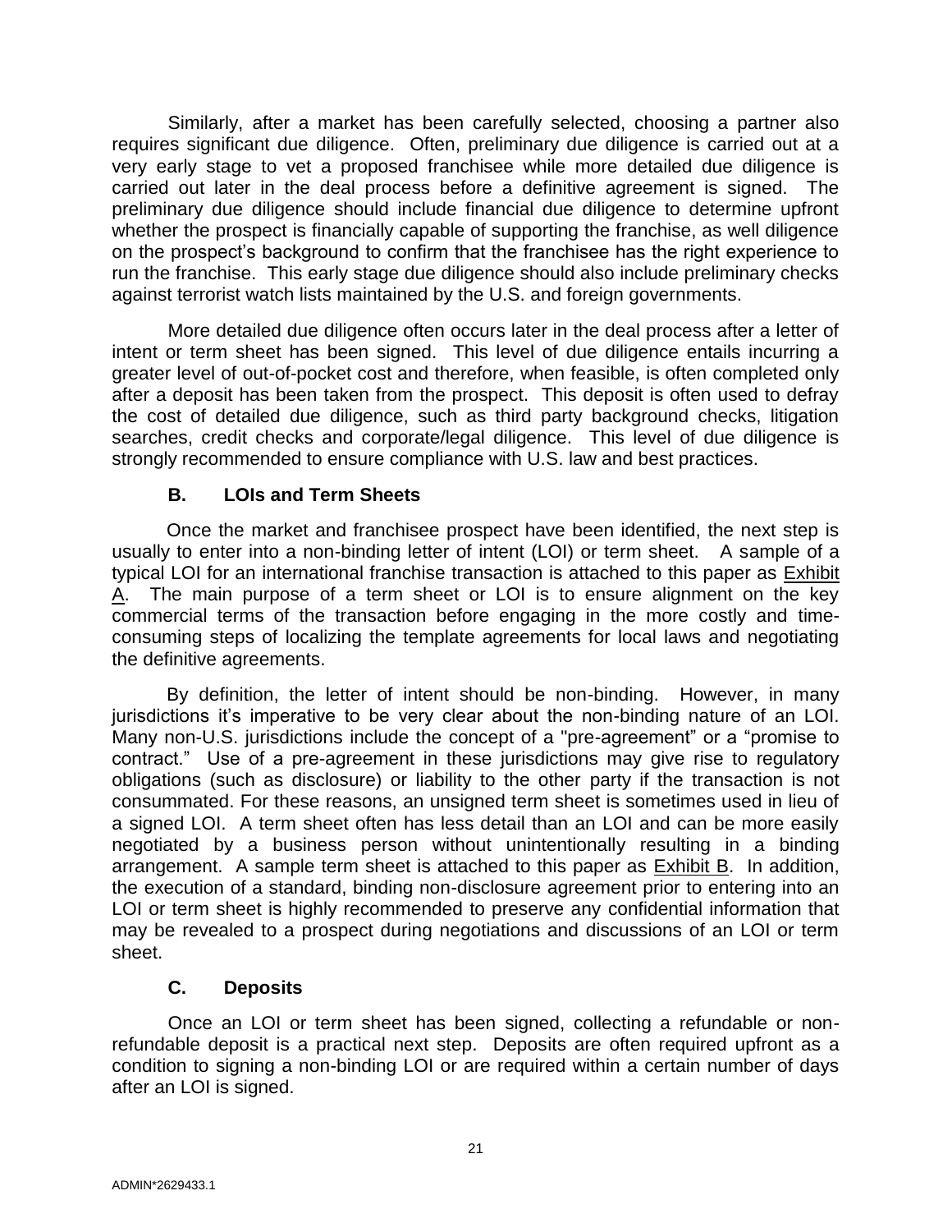Similarly, after a market has been carefully selected, choosing a partner also requires significant due diligence. Often, preliminary due diligence is carried out at a very early stage to vet a proposed franchisee while more detailed due diligence is carried out later in the deal process before a definitive agreement is signed. The preliminary due diligence should include financial due diligence to determine upfront whether the prospect is financially capable of supporting the franchise, as well diligence on the prospect's background to confirm that the franchisee has the right experience to run the franchise. This early stage due diligence should also include preliminary checks against terrorist watch lists maintained by the U.S. and foreign governments.

More detailed due diligence often occurs later in the deal process after a letter of intent or term sheet has been signed. This level of due diligence entails incurring a greater level of out-of-pocket cost and therefore, when feasible, is often completed only after a deposit has been taken from the prospect. This deposit is often used to defray the cost of detailed due diligence, such as third party background checks, litigation searches, credit checks and corporate/legal diligence. This level of due diligence is strongly recommended to ensure compliance with U.S. law and best practices.

### B. LOIs and Term Sheets

Once the market and franchisee prospect have been identified, the next step is usually to enter into a non-binding letter of intent (LOI) or term sheet. A sample of a typical LOI for an international franchise transaction is attached to this paper as Exhibit A. The main purpose of a term sheet or LOI is to ensure alignment on the key commercial terms of the transaction before engaging in the more costly and time-consuming steps of localizing the template agreements for local laws and negotiating the definitive agreements.

By definition, the letter of intent should be non-binding. However, in many jurisdictions it's imperative to be very clear about the non-binding nature of an LOI. Many non-U.S. jurisdictions include the concept of a "pre-agreement" or a "promise to contract." Use of a pre-agreement in these jurisdictions may give rise to regulatory obligations (such as disclosure) or liability to the other party if the transaction is not consummated. For these reasons, an unsigned term sheet is sometimes used in lieu of a signed LOI. A term sheet often has less detail than an LOI and can be more easily negotiated by a business person without unintentionally resulting in a binding arrangement. A sample term sheet is attached to this paper as Exhibit B. In addition, the execution of a standard, binding non-disclosure agreement prior to entering into an LOI or term sheet is highly recommended to preserve any confidential information that may be revealed to a prospect during negotiations and discussions of an LOI or term sheet.

### C. Deposits

Once an LOI or term sheet has been signed, collecting a refundable or non-refundable deposit is a practical next step. Deposits are often required upfront as a condition to signing a non-binding LOI or are required within a certain number of days after an LOI is signed.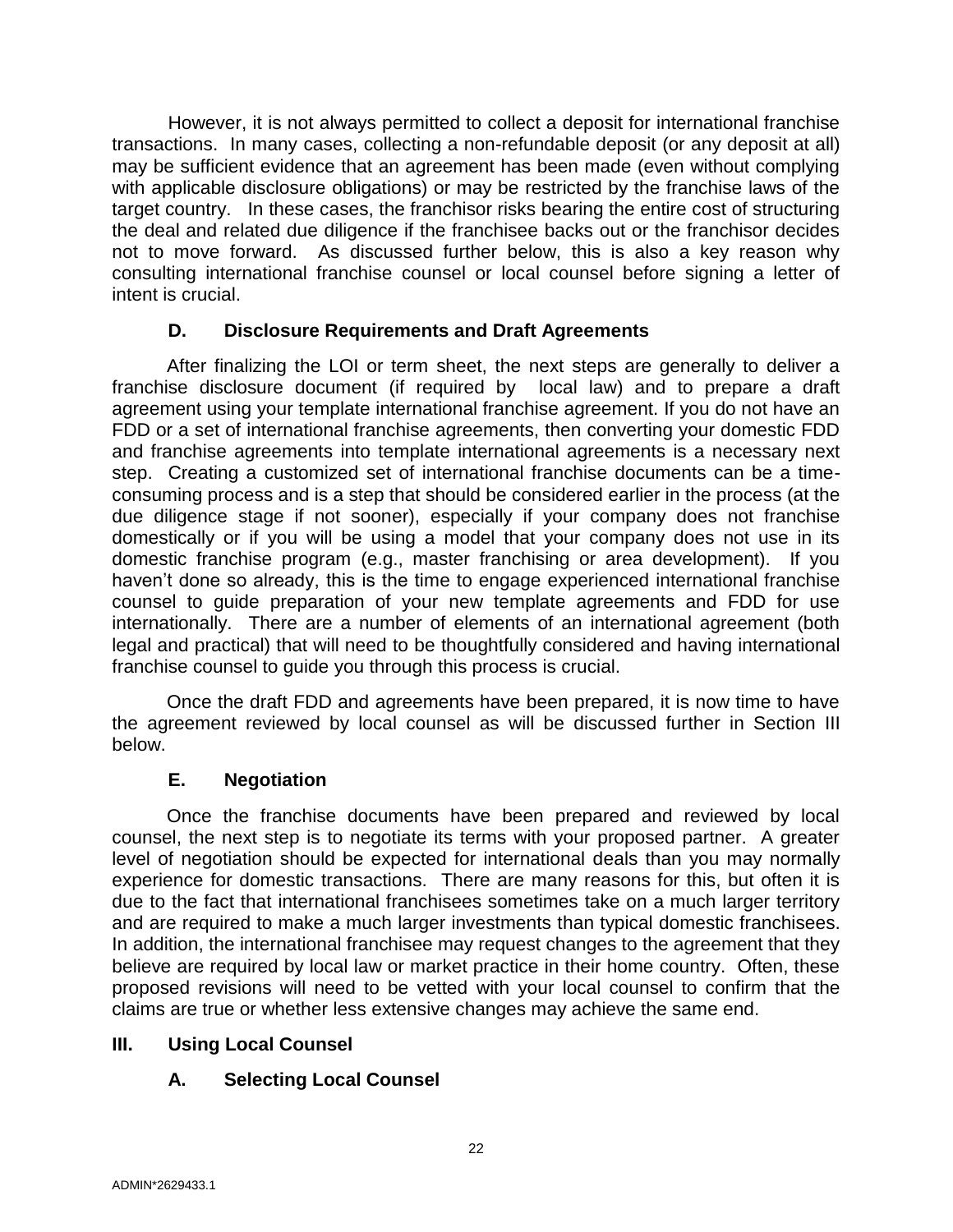However, it is not always permitted to collect a deposit for international franchise transactions. In many cases, collecting a non-refundable deposit (or any deposit at all) may be sufficient evidence that an agreement has been made (even without complying with applicable disclosure obligations) or may be restricted by the franchise laws of the target country. In these cases, the franchisor risks bearing the entire cost of structuring the deal and related due diligence if the franchisee backs out or the franchisor decides not to move forward. As discussed further below, this is also a key reason why consulting international franchise counsel or local counsel before signing a letter of intent is crucial.

### D. Disclosure Requirements and Draft Agreements

After finalizing the LOI or term sheet, the next steps are generally to deliver a franchise disclosure document (if required by local law) and to prepare a draft agreement using your template international franchise agreement. If you do not have an FDD or a set of international franchise agreements, then converting your domestic FDD and franchise agreements into template international agreements is a necessary next step. Creating a customized set of international franchise documents can be a time-consuming process and is a step that should be considered earlier in the process (at the due diligence stage if not sooner), especially if your company does not franchise domestically or if you will be using a model that your company does not use in its domestic franchise program (e.g., master franchising or area development). If you haven't done so already, this is the time to engage experienced international franchise counsel to guide preparation of your new template agreements and FDD for use internationally. There are a number of elements of an international agreement (both legal and practical) that will need to be thoughtfully considered and having international franchise counsel to guide you through this process is crucial.

Once the draft FDD and agreements have been prepared, it is now time to have the agreement reviewed by local counsel as will be discussed further in Section III below.

### E. Negotiation

Once the franchise documents have been prepared and reviewed by local counsel, the next step is to negotiate its terms with your proposed partner. A greater level of negotiation should be expected for international deals than you may normally experience for domestic transactions. There are many reasons for this, but often it is due to the fact that international franchisees sometimes take on a much larger territory and are required to make a much larger investments than typical domestic franchisees. In addition, the international franchisee may request changes to the agreement that they believe are required by local law or market practice in their home country. Often, these proposed revisions will need to be vetted with your local counsel to confirm that the claims are true or whether less extensive changes may achieve the same end.

## III. Using Local Counsel

### A. Selecting Local Counsel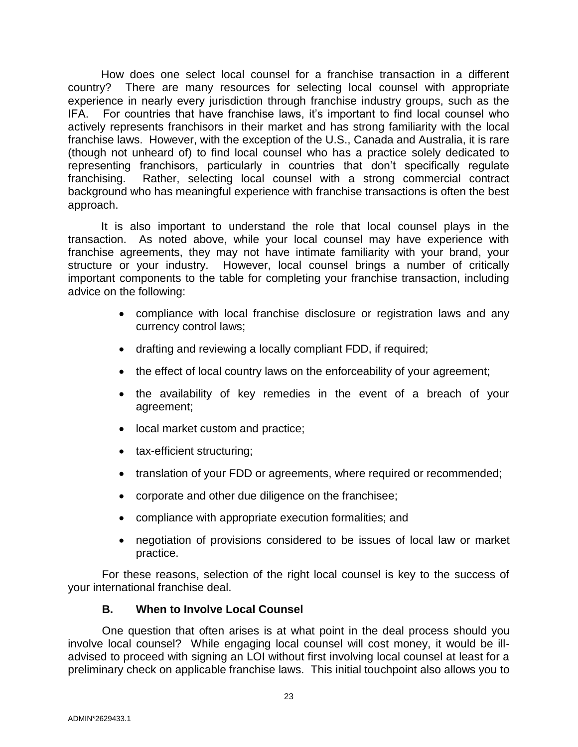How does one select local counsel for a franchise transaction in a different country? There are many resources for selecting local counsel with appropriate experience in nearly every jurisdiction through franchise industry groups, such as the IFA. For countries that have franchise laws, it's important to find local counsel who actively represents franchisors in their market and has strong familiarity with the local franchise laws. However, with the exception of the U.S., Canada and Australia, it is rare (though not unheard of) to find local counsel who has a practice solely dedicated to representing franchisors, particularly in countries that don't specifically regulate franchising. Rather, selecting local counsel with a strong commercial contract background who has meaningful experience with franchise transactions is often the best approach.

It is also important to understand the role that local counsel plays in the transaction. As noted above, while your local counsel may have experience with franchise agreements, they may not have intimate familiarity with your brand, your structure or your industry. However, local counsel brings a number of critically important components to the table for completing your franchise transaction, including advice on the following:

- compliance with local franchise disclosure or registration laws and any currency control laws;
- drafting and reviewing a locally compliant FDD, if required;
- the effect of local country laws on the enforceability of your agreement;
- the availability of key remedies in the event of a breach of your agreement;
- local market custom and practice;
- tax-efficient structuring;
- translation of your FDD or agreements, where required or recommended;
- corporate and other due diligence on the franchisee;
- compliance with appropriate execution formalities; and
- negotiation of provisions considered to be issues of local law or market practice.

For these reasons, selection of the right local counsel is key to the success of your international franchise deal.

### B. When to Involve Local Counsel

One question that often arises is at what point in the deal process should you involve local counsel? While engaging local counsel will cost money, it would be ill-advised to proceed with signing an LOI without first involving local counsel at least for a preliminary check on applicable franchise laws. This initial touchpoint also allows you to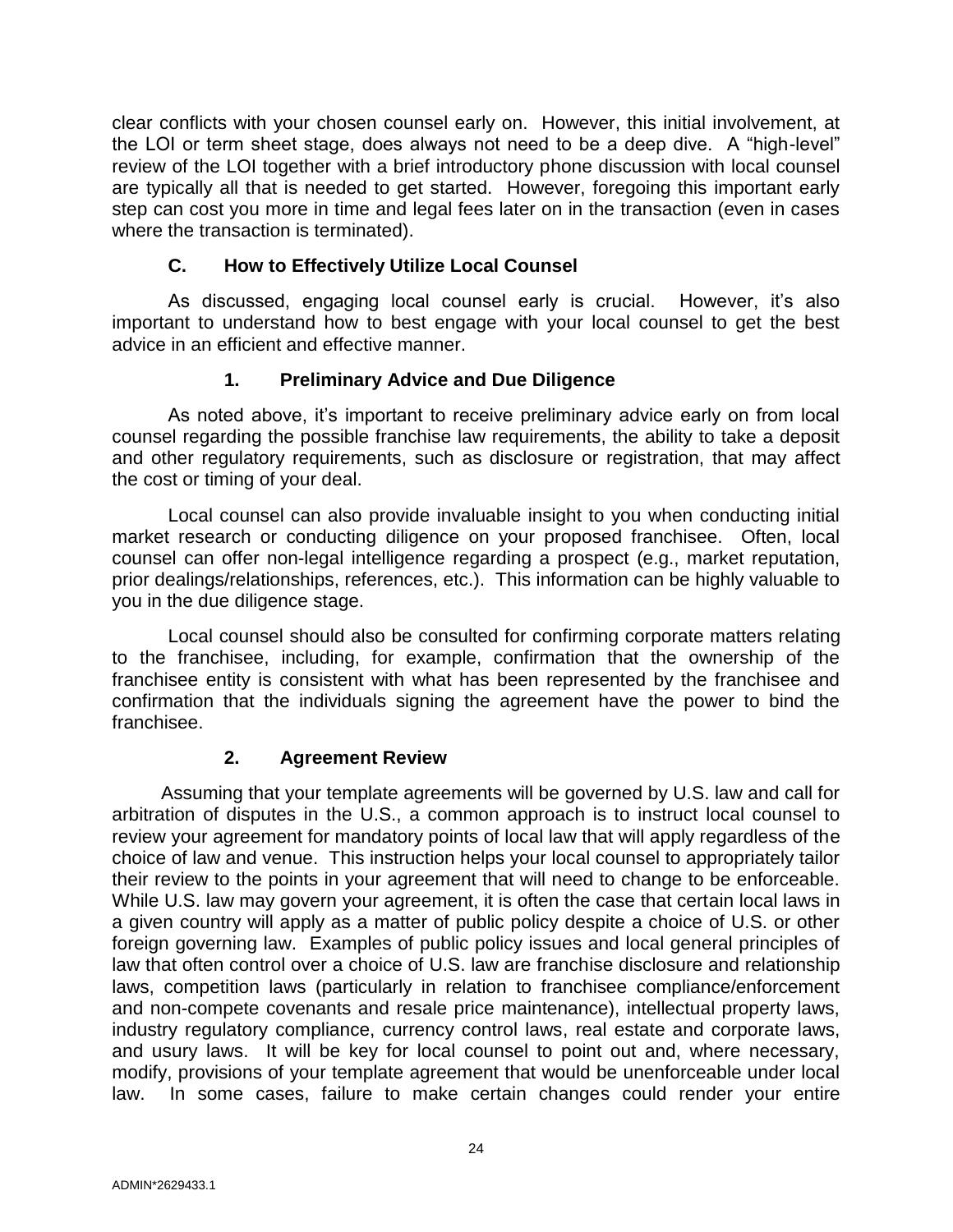clear conflicts with your chosen counsel early on. However, this initial involvement, at the LOI or term sheet stage, does always not need to be a deep dive. A "high-level" review of the LOI together with a brief introductory phone discussion with local counsel are typically all that is needed to get started. However, foregoing this important early step can cost you more in time and legal fees later on in the transaction (even in cases where the transaction is terminated).

### C. How to Effectively Utilize Local Counsel

As discussed, engaging local counsel early is crucial. However, it's also important to understand how to best engage with your local counsel to get the best advice in an efficient and effective manner.

#### 1. Preliminary Advice and Due Diligence

As noted above, it's important to receive preliminary advice early on from local counsel regarding the possible franchise law requirements, the ability to take a deposit and other regulatory requirements, such as disclosure or registration, that may affect the cost or timing of your deal.

Local counsel can also provide invaluable insight to you when conducting initial market research or conducting diligence on your proposed franchisee. Often, local counsel can offer non-legal intelligence regarding a prospect (e.g., market reputation, prior dealings/relationships, references, etc.). This information can be highly valuable to you in the due diligence stage.

Local counsel should also be consulted for confirming corporate matters relating to the franchisee, including, for example, confirmation that the ownership of the franchisee entity is consistent with what has been represented by the franchisee and confirmation that the individuals signing the agreement have the power to bind the franchisee.

#### 2. Agreement Review

Assuming that your template agreements will be governed by U.S. law and call for arbitration of disputes in the U.S., a common approach is to instruct local counsel to review your agreement for mandatory points of local law that will apply regardless of the choice of law and venue. This instruction helps your local counsel to appropriately tailor their review to the points in your agreement that will need to change to be enforceable. While U.S. law may govern your agreement, it is often the case that certain local laws in a given country will apply as a matter of public policy despite a choice of U.S. or other foreign governing law. Examples of public policy issues and local general principles of law that often control over a choice of U.S. law are franchise disclosure and relationship laws, competition laws (particularly in relation to franchisee compliance/enforcement and non-compete covenants and resale price maintenance), intellectual property laws, industry regulatory compliance, currency control laws, real estate and corporate laws, and usury laws. It will be key for local counsel to point out and, where necessary, modify, provisions of your template agreement that would be unenforceable under local law. In some cases, failure to make certain changes could render your entire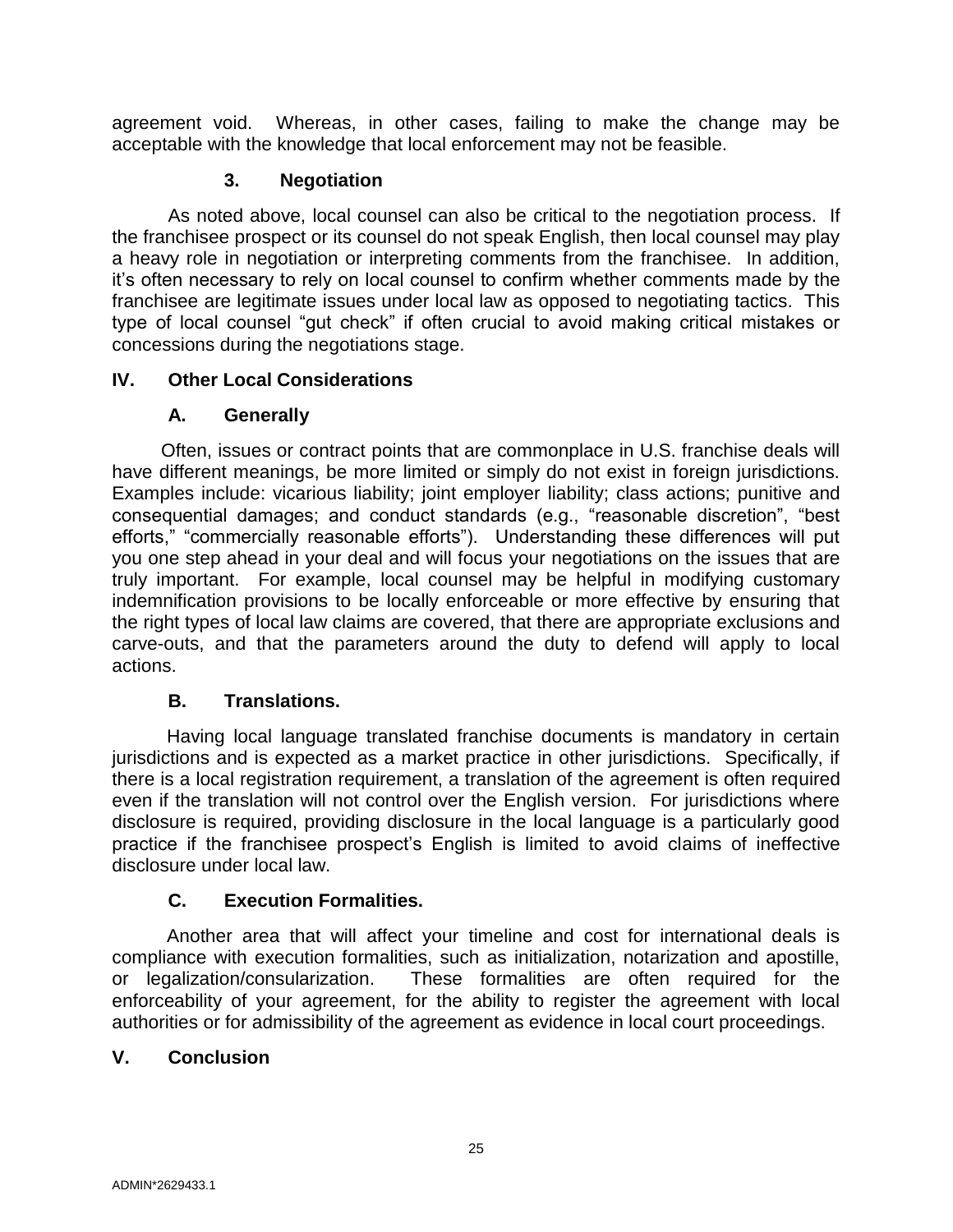agreement void. Whereas, in other cases, failing to make the change may be acceptable with the knowledge that local enforcement may not be feasible.

#### 3. Negotiation

As noted above, local counsel can also be critical to the negotiation process. If the franchisee prospect or its counsel do not speak English, then local counsel may play a heavy role in negotiation or interpreting comments from the franchisee. In addition, it's often necessary to rely on local counsel to confirm whether comments made by the franchisee are legitimate issues under local law as opposed to negotiating tactics. This type of local counsel "gut check" if often crucial to avoid making critical mistakes or concessions during the negotiations stage.

## IV. Other Local Considerations

### A. Generally

Often, issues or contract points that are commonplace in U.S. franchise deals will have different meanings, be more limited or simply do not exist in foreign jurisdictions. Examples include: vicarious liability; joint employer liability; class actions; punitive and consequential damages; and conduct standards (e.g., "reasonable discretion", "best efforts," "commercially reasonable efforts"). Understanding these differences will put you one step ahead in your deal and will focus your negotiations on the issues that are truly important. For example, local counsel may be helpful in modifying customary indemnification provisions to be locally enforceable or more effective by ensuring that the right types of local law claims are covered, that there are appropriate exclusions and carve-outs, and that the parameters around the duty to defend will apply to local actions.

### B. Translations.

Having local language translated franchise documents is mandatory in certain jurisdictions and is expected as a market practice in other jurisdictions. Specifically, if there is a local registration requirement, a translation of the agreement is often required even if the translation will not control over the English version. For jurisdictions where disclosure is required, providing disclosure in the local language is a particularly good practice if the franchisee prospect's English is limited to avoid claims of ineffective disclosure under local law.

### C. Execution Formalities.

Another area that will affect your timeline and cost for international deals is compliance with execution formalities, such as initialization, notarization and apostille, or legalization/consularization. These formalities are often required for the enforceability of your agreement, for the ability to register the agreement with local authorities or for admissibility of the agreement as evidence in local court proceedings.

## V. Conclusion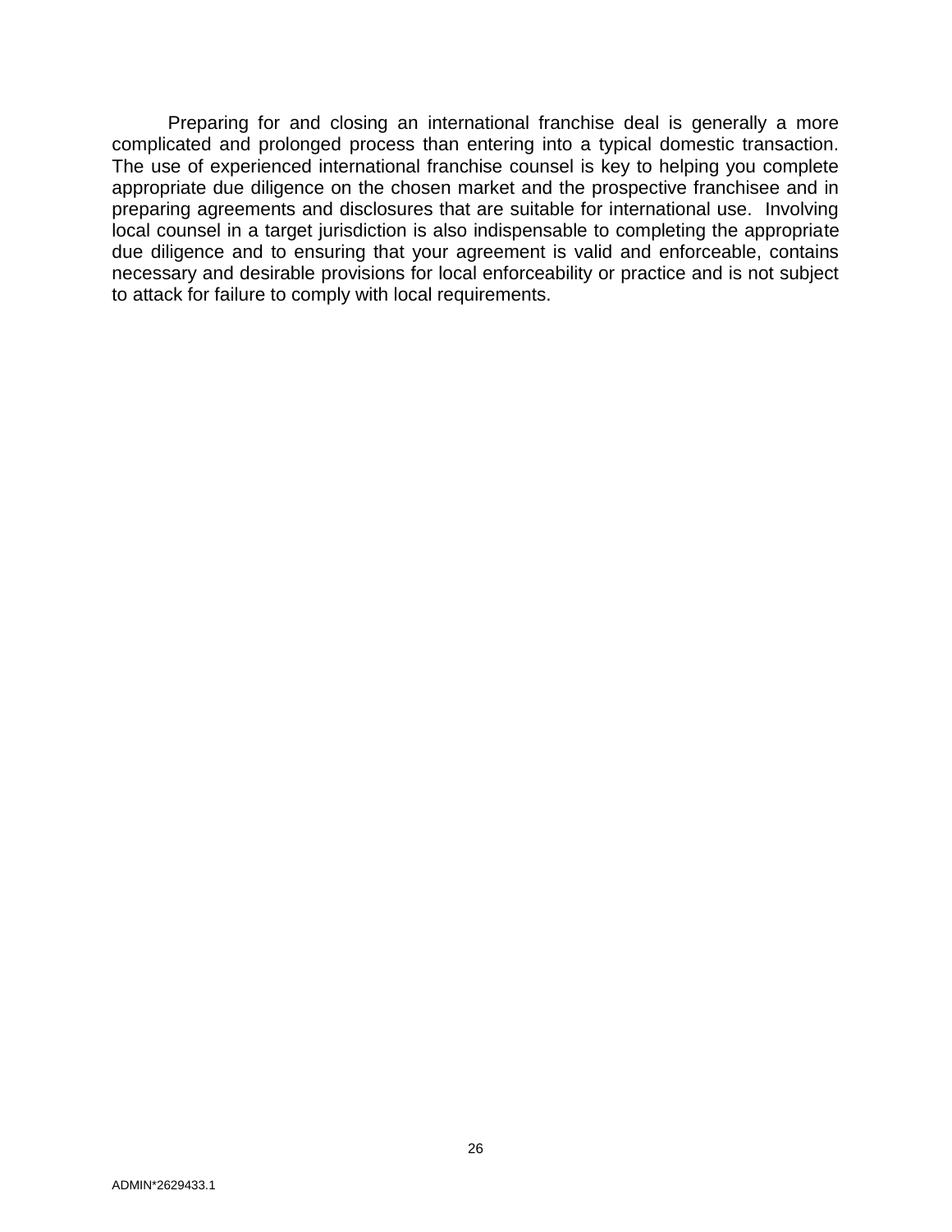Preparing for and closing an international franchise deal is generally a more complicated and prolonged process than entering into a typical domestic transaction. The use of experienced international franchise counsel is key to helping you complete appropriate due diligence on the chosen market and the prospective franchisee and in preparing agreements and disclosures that are suitable for international use. Involving local counsel in a target jurisdiction is also indispensable to completing the appropriate due diligence and to ensuring that your agreement is valid and enforceable, contains necessary and desirable provisions for local enforceability or practice and is not subject to attack for failure to comply with local requirements.

ADMIN*2629433.1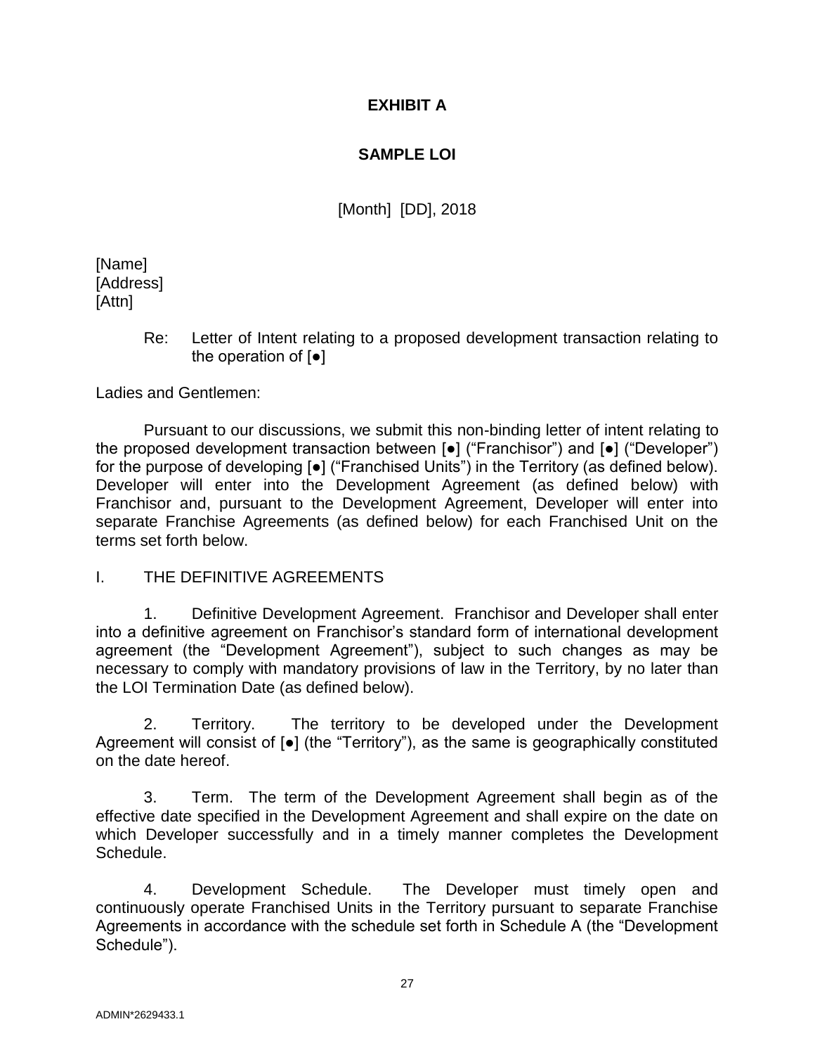# EXHIBIT A

## SAMPLE LOI

[Month] [DD], 2018

[Name]
[Address]
[Attn]

Re: Letter of Intent relating to a proposed development transaction relating to the operation of [●]

Ladies and Gentlemen:

Pursuant to our discussions, we submit this non-binding letter of intent relating to the proposed development transaction between [●] ("Franchisor") and [●] ("Developer") for the purpose of developing [●] ("Franchised Units") in the Territory (as defined below). Developer will enter into the Development Agreement (as defined below) with Franchisor and, pursuant to the Development Agreement, Developer will enter into separate Franchise Agreements (as defined below) for each Franchised Unit on the terms set forth below.

I. THE DEFINITIVE AGREEMENTS

1. Definitive Development Agreement. Franchisor and Developer shall enter into a definitive agreement on Franchisor's standard form of international development agreement (the "Development Agreement"), subject to such changes as may be necessary to comply with mandatory provisions of law in the Territory, by no later than the LOI Termination Date (as defined below).

2. Territory. The territory to be developed under the Development Agreement will consist of [●] (the "Territory"), as the same is geographically constituted on the date hereof.

3. Term. The term of the Development Agreement shall begin as of the effective date specified in the Development Agreement and shall expire on the date on which Developer successfully and in a timely manner completes the Development Schedule.

4. Development Schedule. The Developer must timely open and continuously operate Franchised Units in the Territory pursuant to separate Franchise Agreements in accordance with the schedule set forth in Schedule A (the "Development Schedule").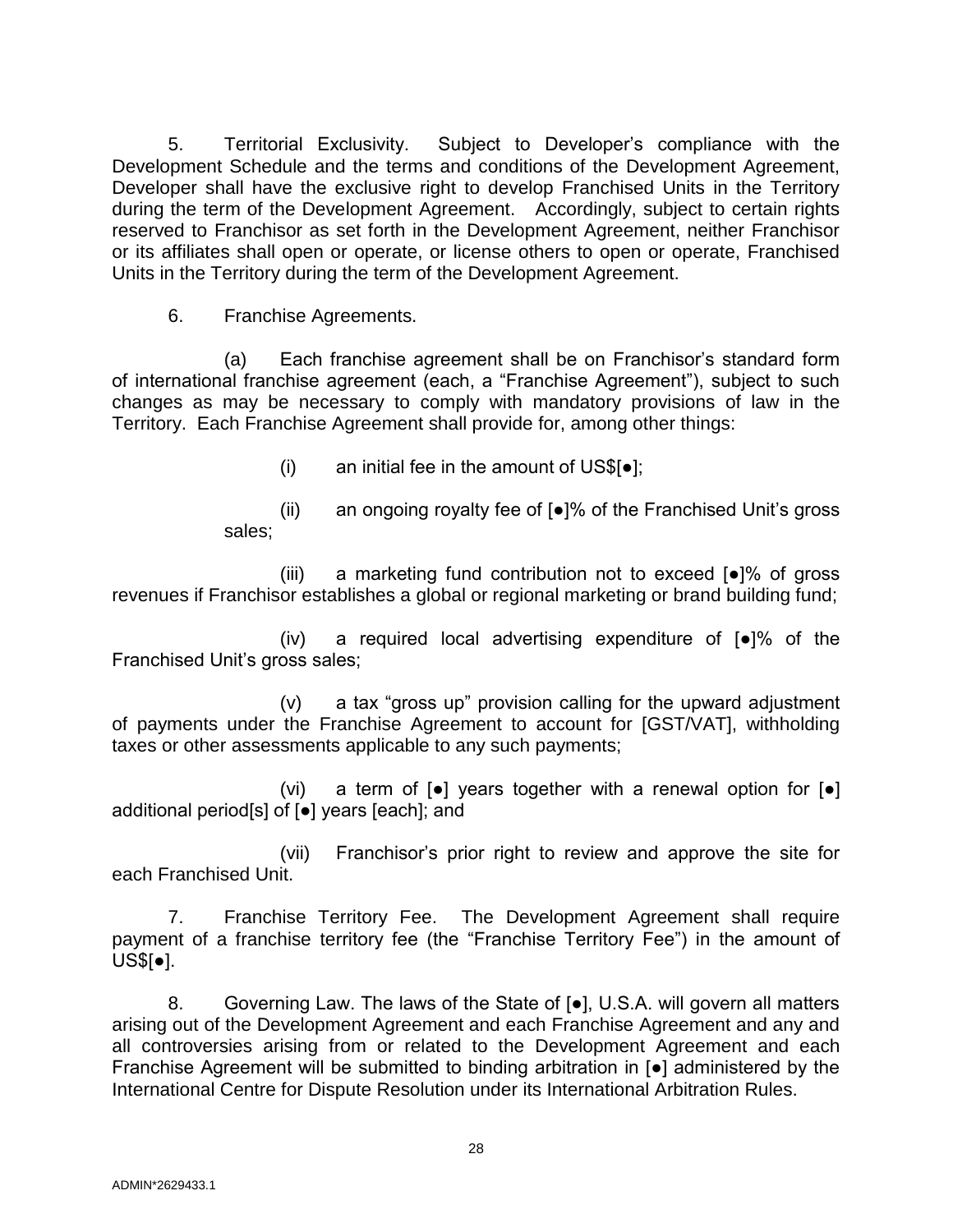5. Territorial Exclusivity. Subject to Developer's compliance with the Development Schedule and the terms and conditions of the Development Agreement, Developer shall have the exclusive right to develop Franchised Units in the Territory during the term of the Development Agreement. Accordingly, subject to certain rights reserved to Franchisor as set forth in the Development Agreement, neither Franchisor or its affiliates shall open or operate, or license others to open or operate, Franchised Units in the Territory during the term of the Development Agreement.

6. Franchise Agreements.

(a) Each franchise agreement shall be on Franchisor's standard form of international franchise agreement (each, a "Franchise Agreement"), subject to such changes as may be necessary to comply with mandatory provisions of law in the Territory. Each Franchise Agreement shall provide for, among other things:

(i) an initial fee in the amount of US$[●];

(ii) an ongoing royalty fee of [●]% of the Franchised Unit's gross sales;

(iii) a marketing fund contribution not to exceed [●]% of gross revenues if Franchisor establishes a global or regional marketing or brand building fund;

(iv) a required local advertising expenditure of [●]% of the Franchised Unit's gross sales;

(v) a tax "gross up" provision calling for the upward adjustment of payments under the Franchise Agreement to account for [GST/VAT], withholding taxes or other assessments applicable to any such payments;

(vi) a term of [●] years together with a renewal option for [●] additional period[s] of [●] years [each]; and

(vii) Franchisor's prior right to review and approve the site for each Franchised Unit.

7. Franchise Territory Fee. The Development Agreement shall require payment of a franchise territory fee (the "Franchise Territory Fee") in the amount of US$[●].

8. Governing Law. The laws of the State of [●], U.S.A. will govern all matters arising out of the Development Agreement and each Franchise Agreement and any and all controversies arising from or related to the Development Agreement and each Franchise Agreement will be submitted to binding arbitration in [●] administered by the International Centre for Dispute Resolution under its International Arbitration Rules.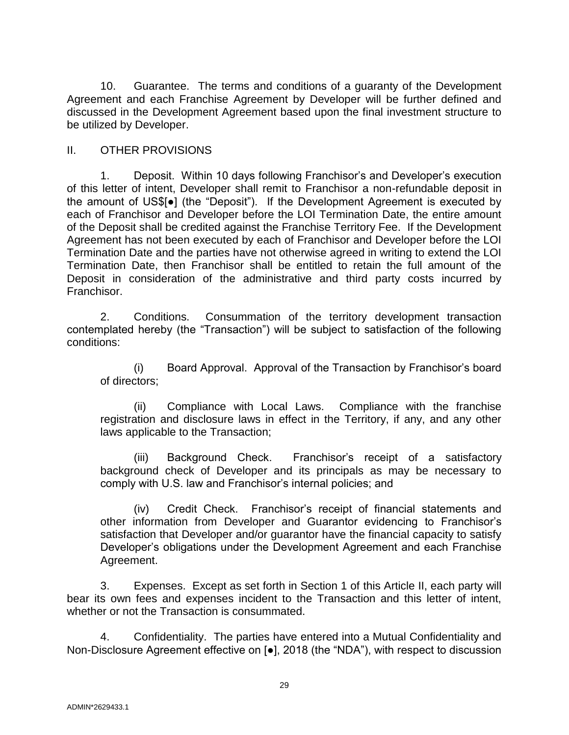10. Guarantee. The terms and conditions of a guaranty of the Development Agreement and each Franchise Agreement by Developer will be further defined and discussed in the Development Agreement based upon the final investment structure to be utilized by Developer.

II. OTHER PROVISIONS

1. Deposit. Within 10 days following Franchisor's and Developer's execution of this letter of intent, Developer shall remit to Franchisor a non-refundable deposit in the amount of US$[●] (the "Deposit"). If the Development Agreement is executed by each of Franchisor and Developer before the LOI Termination Date, the entire amount of the Deposit shall be credited against the Franchise Territory Fee. If the Development Agreement has not been executed by each of Franchisor and Developer before the LOI Termination Date and the parties have not otherwise agreed in writing to extend the LOI Termination Date, then Franchisor shall be entitled to retain the full amount of the Deposit in consideration of the administrative and third party costs incurred by Franchisor.

2. Conditions. Consummation of the territory development transaction contemplated hereby (the "Transaction") will be subject to satisfaction of the following conditions:

(i) Board Approval. Approval of the Transaction by Franchisor's board of directors;

(ii) Compliance with Local Laws. Compliance with the franchise registration and disclosure laws in effect in the Territory, if any, and any other laws applicable to the Transaction;

(iii) Background Check. Franchisor's receipt of a satisfactory background check of Developer and its principals as may be necessary to comply with U.S. law and Franchisor's internal policies; and

(iv) Credit Check. Franchisor's receipt of financial statements and other information from Developer and Guarantor evidencing to Franchisor's satisfaction that Developer and/or guarantor have the financial capacity to satisfy Developer's obligations under the Development Agreement and each Franchise Agreement.

3. Expenses. Except as set forth in Section 1 of this Article II, each party will bear its own fees and expenses incident to the Transaction and this letter of intent, whether or not the Transaction is consummated.

4. Confidentiality. The parties have entered into a Mutual Confidentiality and Non-Disclosure Agreement effective on [●], 2018 (the "NDA"), with respect to discussion

ADMIN*2629433.1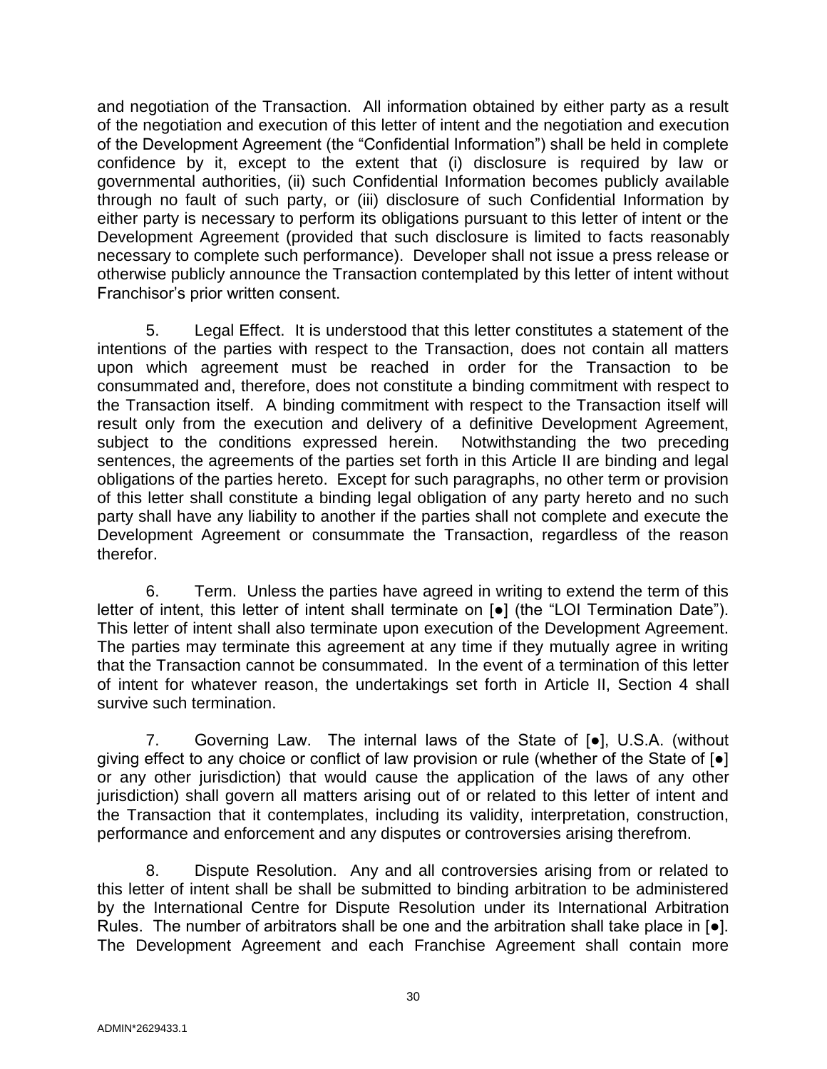and negotiation of the Transaction. All information obtained by either party as a result of the negotiation and execution of this letter of intent and the negotiation and execution of the Development Agreement (the "Confidential Information") shall be held in complete confidence by it, except to the extent that (i) disclosure is required by law or governmental authorities, (ii) such Confidential Information becomes publicly available through no fault of such party, or (iii) disclosure of such Confidential Information by either party is necessary to perform its obligations pursuant to this letter of intent or the Development Agreement (provided that such disclosure is limited to facts reasonably necessary to complete such performance). Developer shall not issue a press release or otherwise publicly announce the Transaction contemplated by this letter of intent without Franchisor's prior written consent.

5. Legal Effect. It is understood that this letter constitutes a statement of the intentions of the parties with respect to the Transaction, does not contain all matters upon which agreement must be reached in order for the Transaction to be consummated and, therefore, does not constitute a binding commitment with respect to the Transaction itself. A binding commitment with respect to the Transaction itself will result only from the execution and delivery of a definitive Development Agreement, subject to the conditions expressed herein. Notwithstanding the two preceding sentences, the agreements of the parties set forth in this Article II are binding and legal obligations of the parties hereto. Except for such paragraphs, no other term or provision of this letter shall constitute a binding legal obligation of any party hereto and no such party shall have any liability to another if the parties shall not complete and execute the Development Agreement or consummate the Transaction, regardless of the reason therefor.

6. Term. Unless the parties have agreed in writing to extend the term of this letter of intent, this letter of intent shall terminate on [●] (the "LOI Termination Date"). This letter of intent shall also terminate upon execution of the Development Agreement. The parties may terminate this agreement at any time if they mutually agree in writing that the Transaction cannot be consummated. In the event of a termination of this letter of intent for whatever reason, the undertakings set forth in Article II, Section 4 shall survive such termination.

7. Governing Law. The internal laws of the State of [●], U.S.A. (without giving effect to any choice or conflict of law provision or rule (whether of the State of [●] or any other jurisdiction) that would cause the application of the laws of any other jurisdiction) shall govern all matters arising out of or related to this letter of intent and the Transaction that it contemplates, including its validity, interpretation, construction, performance and enforcement and any disputes or controversies arising therefrom.

8. Dispute Resolution. Any and all controversies arising from or related to this letter of intent shall be shall be submitted to binding arbitration to be administered by the International Centre for Dispute Resolution under its International Arbitration Rules. The number of arbitrators shall be one and the arbitration shall take place in [●]. The Development Agreement and each Franchise Agreement shall contain more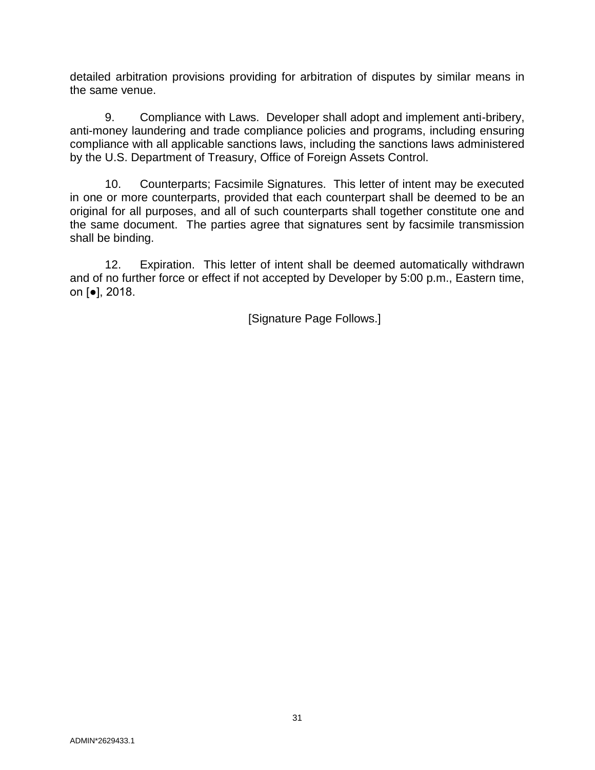detailed arbitration provisions providing for arbitration of disputes by similar means in the same venue.

9. Compliance with Laws. Developer shall adopt and implement anti-bribery, anti-money laundering and trade compliance policies and programs, including ensuring compliance with all applicable sanctions laws, including the sanctions laws administered by the U.S. Department of Treasury, Office of Foreign Assets Control.

10. Counterparts; Facsimile Signatures. This letter of intent may be executed in one or more counterparts, provided that each counterpart shall be deemed to be an original for all purposes, and all of such counterparts shall together constitute one and the same document. The parties agree that signatures sent by facsimile transmission shall be binding.

12. Expiration. This letter of intent shall be deemed automatically withdrawn and of no further force or effect if not accepted by Developer by 5:00 p.m., Eastern time, on [●], 2018.

[Signature Page Follows.]

ADMIN*2629433.1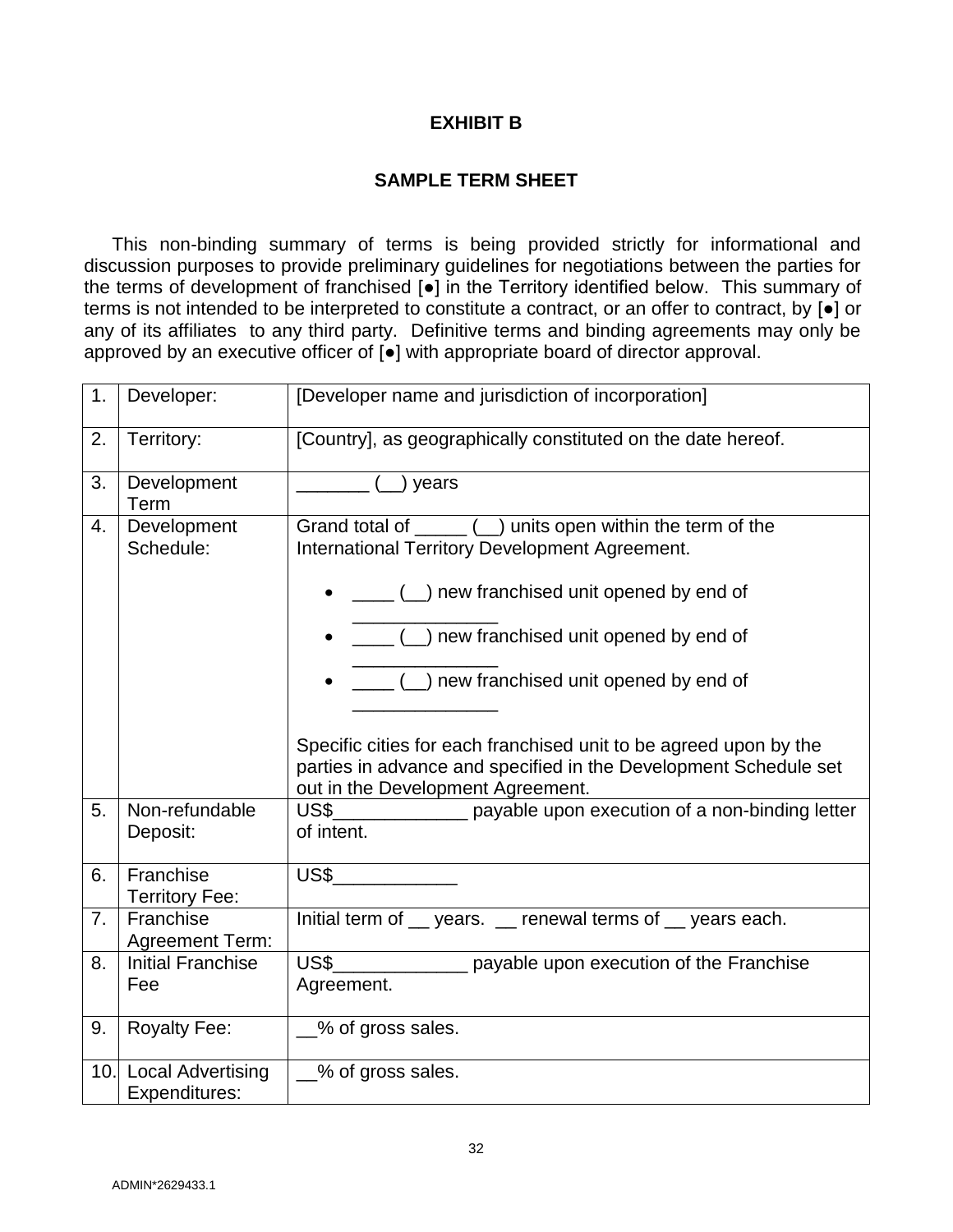# EXHIBIT B

## SAMPLE TERM SHEET

This non-binding summary of terms is being provided strictly for informational and discussion purposes to provide preliminary guidelines for negotiations between the parties for the terms of development of franchised [●] in the Territory identified below. This summary of terms is not intended to be interpreted to constitute a contract, or an offer to contract, by [●] or any of its affiliates to any third party. Definitive terms and binding agreements may only be approved by an executive officer of [●] with appropriate board of director approval.

| | | |
|---|---|---|
| 1. | Developer: | [Developer name and jurisdiction of incorporation] |
| 2. | Territory: | [Country], as geographically constituted on the date hereof. |
| 3. | Development Term | _______ (__) years |
| 4. | Development Schedule: | Grand total of _____ (__) units open within the term of the International Territory Development Agreement.<br><br>• ____ (__) new franchised unit opened by end of ______________<br>• ____ (__) new franchised unit opened by end of ______________<br>• ____ (__) new franchised unit opened by end of ______________<br><br>Specific cities for each franchised unit to be agreed upon by the parties in advance and specified in the Development Schedule set out in the Development Agreement. |
| 5. | Non-refundable Deposit: | US$_____________ payable upon execution of a non-binding letter of intent. |
| 6. | Franchise Territory Fee: | US$____________ |
| 7. | Franchise Agreement Term: | Initial term of __ years. __ renewal terms of __ years each. |
| 8. | Initial Franchise Fee | US$_____________ payable upon execution of the Franchise Agreement. |
| 9. | Royalty Fee: | __% of gross sales. |
| 10. | Local Advertising Expenditures: | __% of gross sales. |

ADMIN*2629433.1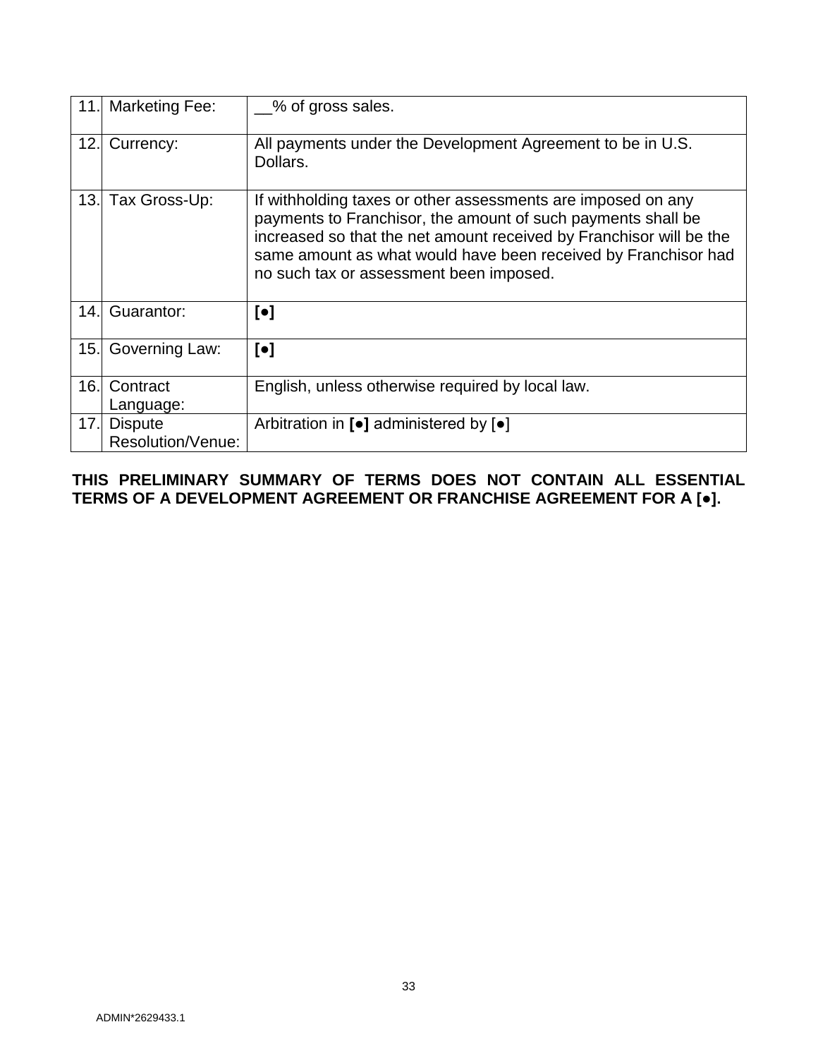| | | |
|---|---|---|
| 11. | Marketing Fee: | __% of gross sales. |
| 12. | Currency: | All payments under the Development Agreement to be in U.S. Dollars. |
| 13. | Tax Gross-Up: | If withholding taxes or other assessments are imposed on any payments to Franchisor, the amount of such payments shall be increased so that the net amount received by Franchisor will be the same amount as what would have been received by Franchisor had no such tax or assessment been imposed. |
| 14. | Guarantor: | **[●]** |
| 15. | Governing Law: | **[●]** |
| 16. | Contract Language: | English, unless otherwise required by local law. |
| 17. | Dispute Resolution/Venue: | Arbitration in **[●]** administered by [●] |

**THIS PRELIMINARY SUMMARY OF TERMS DOES NOT CONTAIN ALL ESSENTIAL TERMS OF A DEVELOPMENT AGREEMENT OR FRANCHISE AGREEMENT FOR A [●].**

ADMIN*2629433.1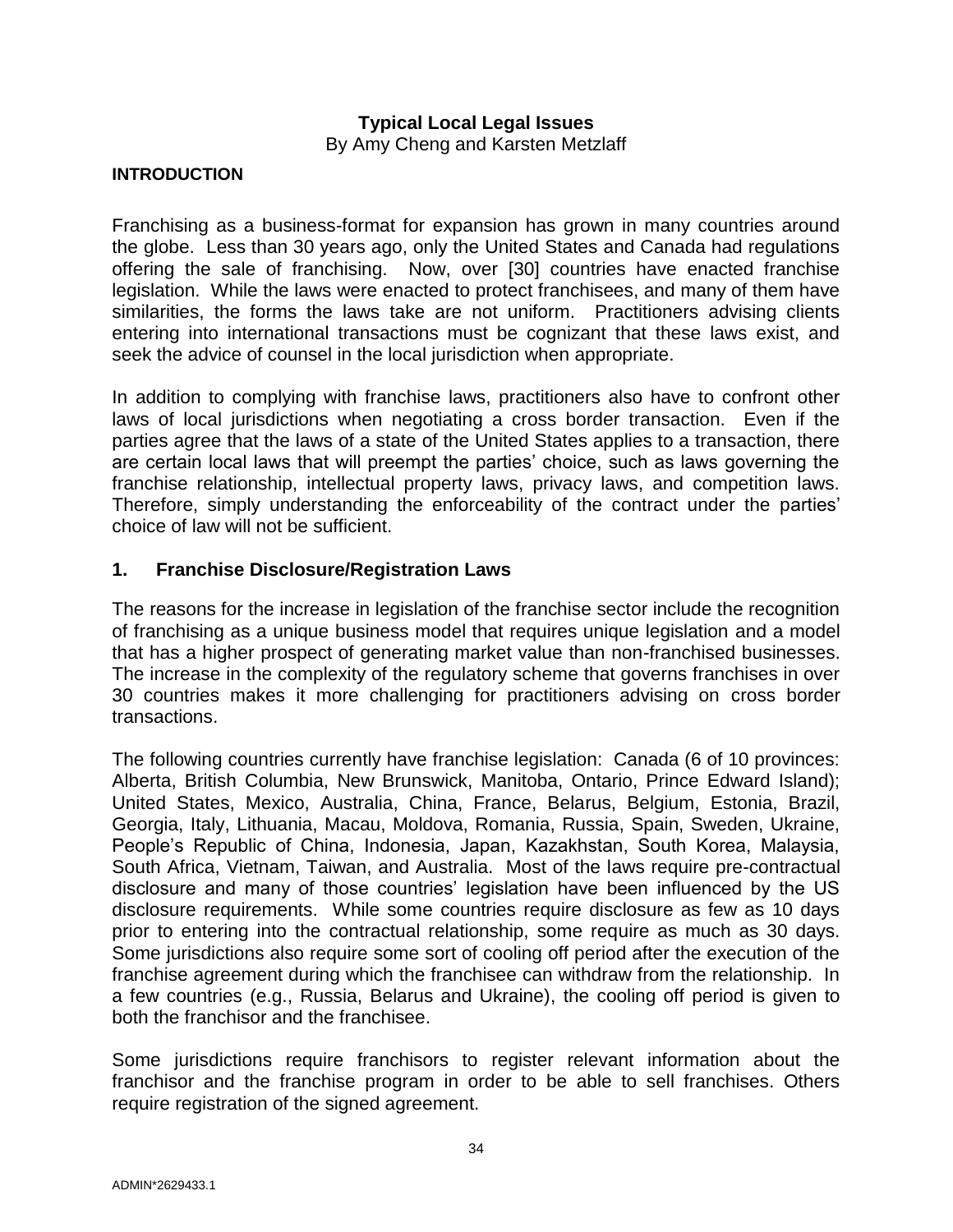# Typical Local Legal Issues

By Amy Cheng and Karsten Metzlaff

## INTRODUCTION

Franchising as a business-format for expansion has grown in many countries around the globe. Less than 30 years ago, only the United States and Canada had regulations offering the sale of franchising. Now, over [30] countries have enacted franchise legislation. While the laws were enacted to protect franchisees, and many of them have similarities, the forms the laws take are not uniform. Practitioners advising clients entering into international transactions must be cognizant that these laws exist, and seek the advice of counsel in the local jurisdiction when appropriate.

In addition to complying with franchise laws, practitioners also have to confront other laws of local jurisdictions when negotiating a cross border transaction. Even if the parties agree that the laws of a state of the United States applies to a transaction, there are certain local laws that will preempt the parties' choice, such as laws governing the franchise relationship, intellectual property laws, privacy laws, and competition laws. Therefore, simply understanding the enforceability of the contract under the parties' choice of law will not be sufficient.

## 1. Franchise Disclosure/Registration Laws

The reasons for the increase in legislation of the franchise sector include the recognition of franchising as a unique business model that requires unique legislation and a model that has a higher prospect of generating market value than non-franchised businesses. The increase in the complexity of the regulatory scheme that governs franchises in over 30 countries makes it more challenging for practitioners advising on cross border transactions.

The following countries currently have franchise legislation: Canada (6 of 10 provinces: Alberta, British Columbia, New Brunswick, Manitoba, Ontario, Prince Edward Island); United States, Mexico, Australia, China, France, Belarus, Belgium, Estonia, Brazil, Georgia, Italy, Lithuania, Macau, Moldova, Romania, Russia, Spain, Sweden, Ukraine, People's Republic of China, Indonesia, Japan, Kazakhstan, South Korea, Malaysia, South Africa, Vietnam, Taiwan, and Australia. Most of the laws require pre-contractual disclosure and many of those countries' legislation have been influenced by the US disclosure requirements. While some countries require disclosure as few as 10 days prior to entering into the contractual relationship, some require as much as 30 days. Some jurisdictions also require some sort of cooling off period after the execution of the franchise agreement during which the franchisee can withdraw from the relationship. In a few countries (e.g., Russia, Belarus and Ukraine), the cooling off period is given to both the franchisor and the franchisee.

Some jurisdictions require franchisors to register relevant information about the franchisor and the franchise program in order to be able to sell franchises. Others require registration of the signed agreement.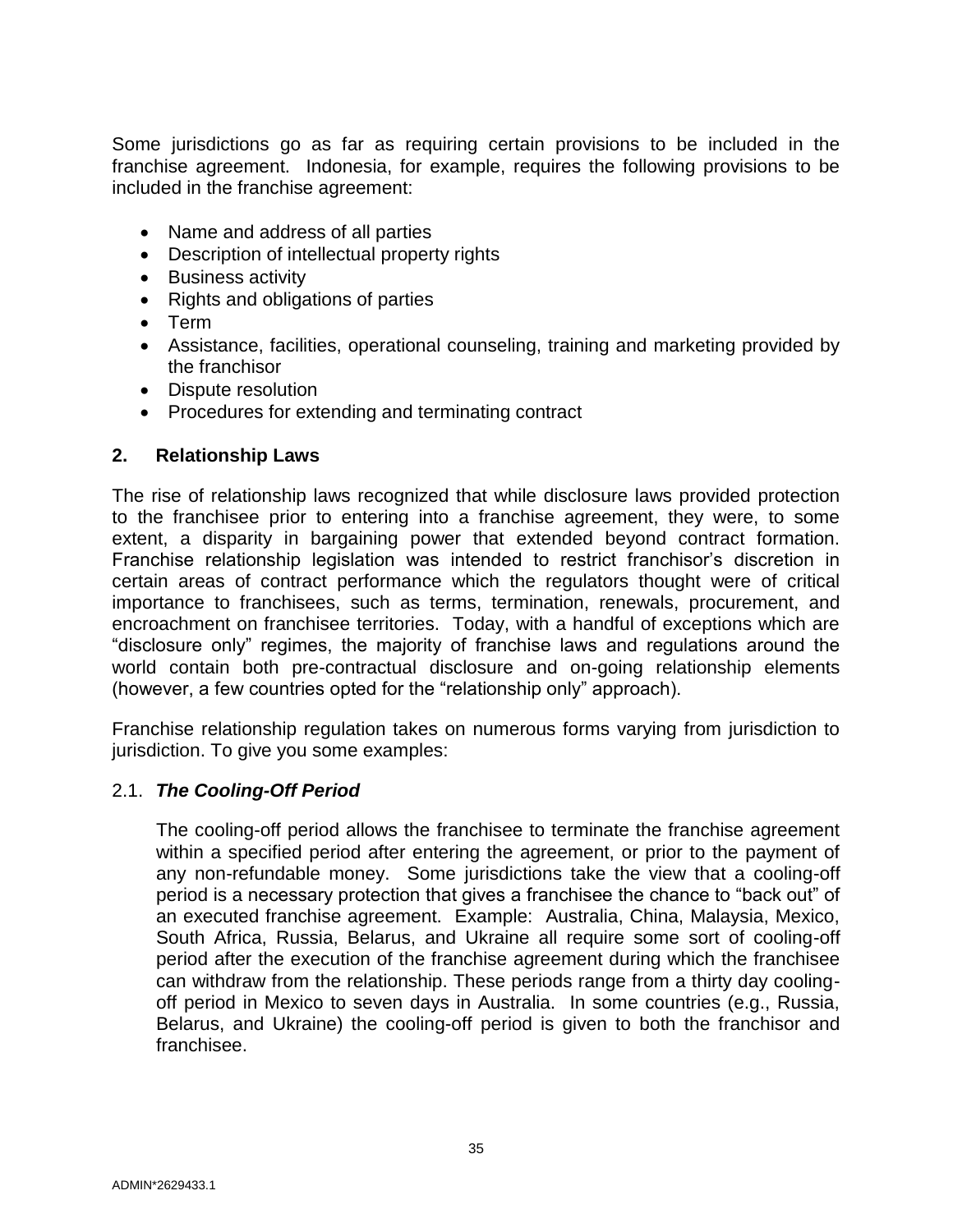Some jurisdictions go as far as requiring certain provisions to be included in the franchise agreement. Indonesia, for example, requires the following provisions to be included in the franchise agreement:

- Name and address of all parties
- Description of intellectual property rights
- Business activity
- Rights and obligations of parties
- Term
- Assistance, facilities, operational counseling, training and marketing provided by the franchisor
- Dispute resolution
- Procedures for extending and terminating contract

## 2. Relationship Laws

The rise of relationship laws recognized that while disclosure laws provided protection to the franchisee prior to entering into a franchise agreement, they were, to some extent, a disparity in bargaining power that extended beyond contract formation. Franchise relationship legislation was intended to restrict franchisor's discretion in certain areas of contract performance which the regulators thought were of critical importance to franchisees, such as terms, termination, renewals, procurement, and encroachment on franchisee territories. Today, with a handful of exceptions which are "disclosure only" regimes, the majority of franchise laws and regulations around the world contain both pre-contractual disclosure and on-going relationship elements (however, a few countries opted for the "relationship only" approach).

Franchise relationship regulation takes on numerous forms varying from jurisdiction to jurisdiction. To give you some examples:

### 2.1. *The Cooling-Off Period*

The cooling-off period allows the franchisee to terminate the franchise agreement within a specified period after entering the agreement, or prior to the payment of any non-refundable money. Some jurisdictions take the view that a cooling-off period is a necessary protection that gives a franchisee the chance to "back out" of an executed franchise agreement. Example: Australia, China, Malaysia, Mexico, South Africa, Russia, Belarus, and Ukraine all require some sort of cooling-off period after the execution of the franchise agreement during which the franchisee can withdraw from the relationship. These periods range from a thirty day cooling-off period in Mexico to seven days in Australia. In some countries (e.g., Russia, Belarus, and Ukraine) the cooling-off period is given to both the franchisor and franchisee.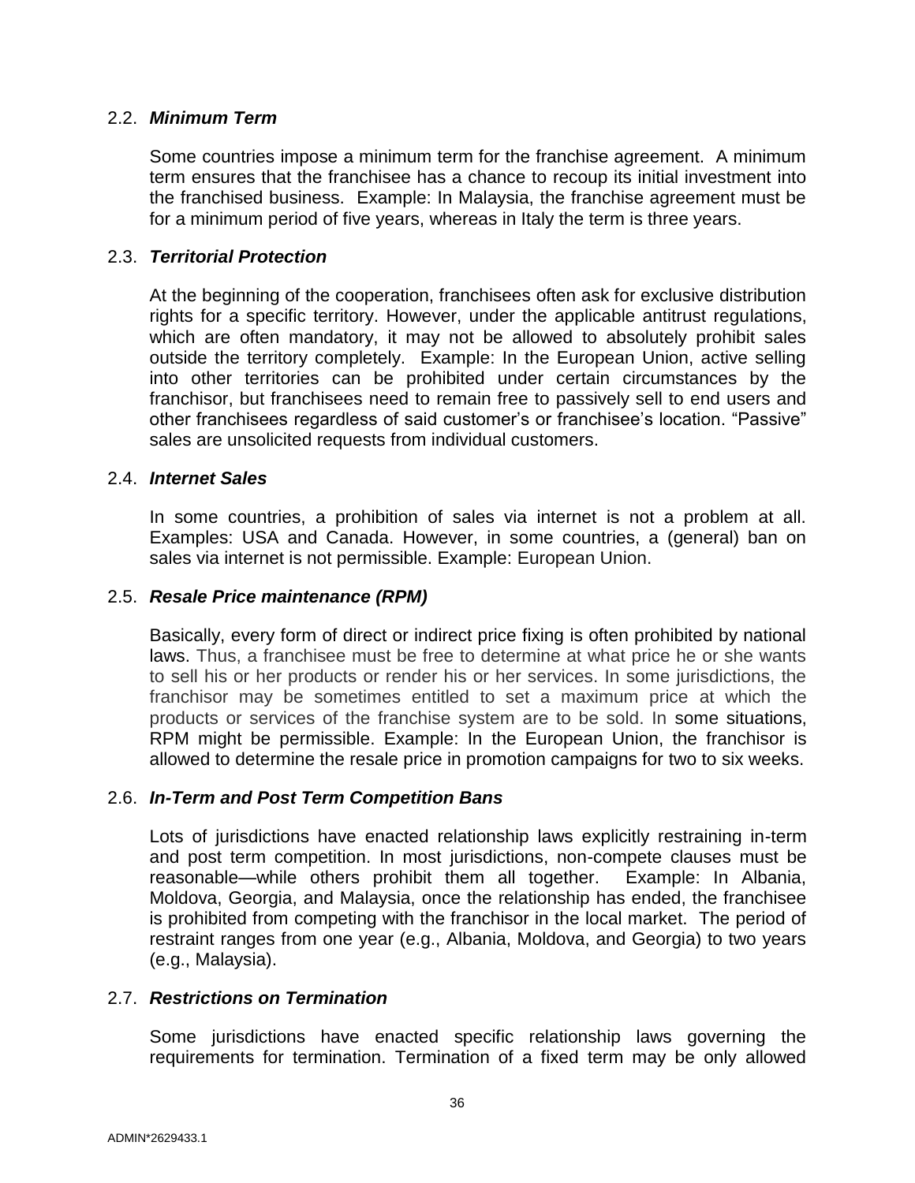### 2.2. *Minimum Term*

Some countries impose a minimum term for the franchise agreement. A minimum term ensures that the franchisee has a chance to recoup its initial investment into the franchised business. Example: In Malaysia, the franchise agreement must be for a minimum period of five years, whereas in Italy the term is three years.

### 2.3. *Territorial Protection*

At the beginning of the cooperation, franchisees often ask for exclusive distribution rights for a specific territory. However, under the applicable antitrust regulations, which are often mandatory, it may not be allowed to absolutely prohibit sales outside the territory completely. Example: In the European Union, active selling into other territories can be prohibited under certain circumstances by the franchisor, but franchisees need to remain free to passively sell to end users and other franchisees regardless of said customer's or franchisee's location. "Passive" sales are unsolicited requests from individual customers.

### 2.4. *Internet Sales*

In some countries, a prohibition of sales via internet is not a problem at all. Examples: USA and Canada. However, in some countries, a (general) ban on sales via internet is not permissible. Example: European Union.

### 2.5. *Resale Price maintenance (RPM)*

Basically, every form of direct or indirect price fixing is often prohibited by national laws. Thus, a franchisee must be free to determine at what price he or she wants to sell his or her products or render his or her services. In some jurisdictions, the franchisor may be sometimes entitled to set a maximum price at which the products or services of the franchise system are to be sold. In some situations, RPM might be permissible. Example: In the European Union, the franchisor is allowed to determine the resale price in promotion campaigns for two to six weeks.

### 2.6. *In-Term and Post Term Competition Bans*

Lots of jurisdictions have enacted relationship laws explicitly restraining in-term and post term competition. In most jurisdictions, non-compete clauses must be reasonable—while others prohibit them all together. Example: In Albania, Moldova, Georgia, and Malaysia, once the relationship has ended, the franchisee is prohibited from competing with the franchisor in the local market. The period of restraint ranges from one year (e.g., Albania, Moldova, and Georgia) to two years (e.g., Malaysia).

### 2.7. *Restrictions on Termination*

Some jurisdictions have enacted specific relationship laws governing the requirements for termination. Termination of a fixed term may be only allowed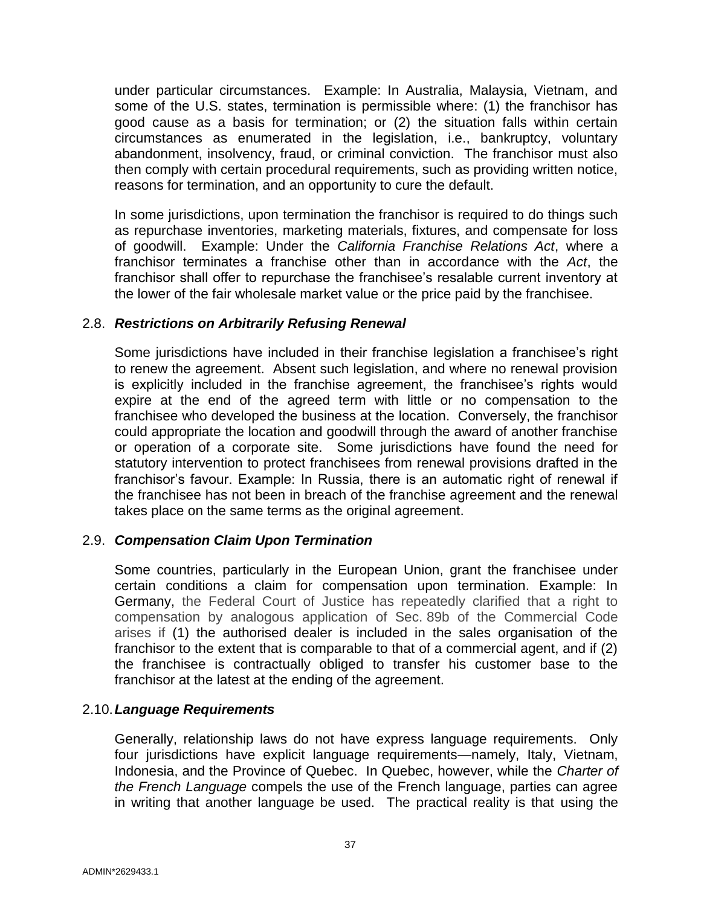under particular circumstances. Example: In Australia, Malaysia, Vietnam, and some of the U.S. states, termination is permissible where: (1) the franchisor has good cause as a basis for termination; or (2) the situation falls within certain circumstances as enumerated in the legislation, i.e., bankruptcy, voluntary abandonment, insolvency, fraud, or criminal conviction. The franchisor must also then comply with certain procedural requirements, such as providing written notice, reasons for termination, and an opportunity to cure the default.

In some jurisdictions, upon termination the franchisor is required to do things such as repurchase inventories, marketing materials, fixtures, and compensate for loss of goodwill. Example: Under the *California Franchise Relations Act*, where a franchisor terminates a franchise other than in accordance with the *Act*, the franchisor shall offer to repurchase the franchisee's resalable current inventory at the lower of the fair wholesale market value or the price paid by the franchisee.

### 2.8. *Restrictions on Arbitrarily Refusing Renewal*

Some jurisdictions have included in their franchise legislation a franchisee's right to renew the agreement. Absent such legislation, and where no renewal provision is explicitly included in the franchise agreement, the franchisee's rights would expire at the end of the agreed term with little or no compensation to the franchisee who developed the business at the location. Conversely, the franchisor could appropriate the location and goodwill through the award of another franchise or operation of a corporate site. Some jurisdictions have found the need for statutory intervention to protect franchisees from renewal provisions drafted in the franchisor's favour. Example: In Russia, there is an automatic right of renewal if the franchisee has not been in breach of the franchise agreement and the renewal takes place on the same terms as the original agreement.

### 2.9. *Compensation Claim Upon Termination*

Some countries, particularly in the European Union, grant the franchisee under certain conditions a claim for compensation upon termination. Example: In Germany, the Federal Court of Justice has repeatedly clarified that a right to compensation by analogous application of Sec. 89b of the Commercial Code arises if (1) the authorised dealer is included in the sales organisation of the franchisor to the extent that is comparable to that of a commercial agent, and if (2) the franchisee is contractually obliged to transfer his customer base to the franchisor at the latest at the ending of the agreement.

### 2.10. *Language Requirements*

Generally, relationship laws do not have express language requirements. Only four jurisdictions have explicit language requirements—namely, Italy, Vietnam, Indonesia, and the Province of Quebec. In Quebec, however, while the *Charter of the French Language* compels the use of the French language, parties can agree in writing that another language be used. The practical reality is that using the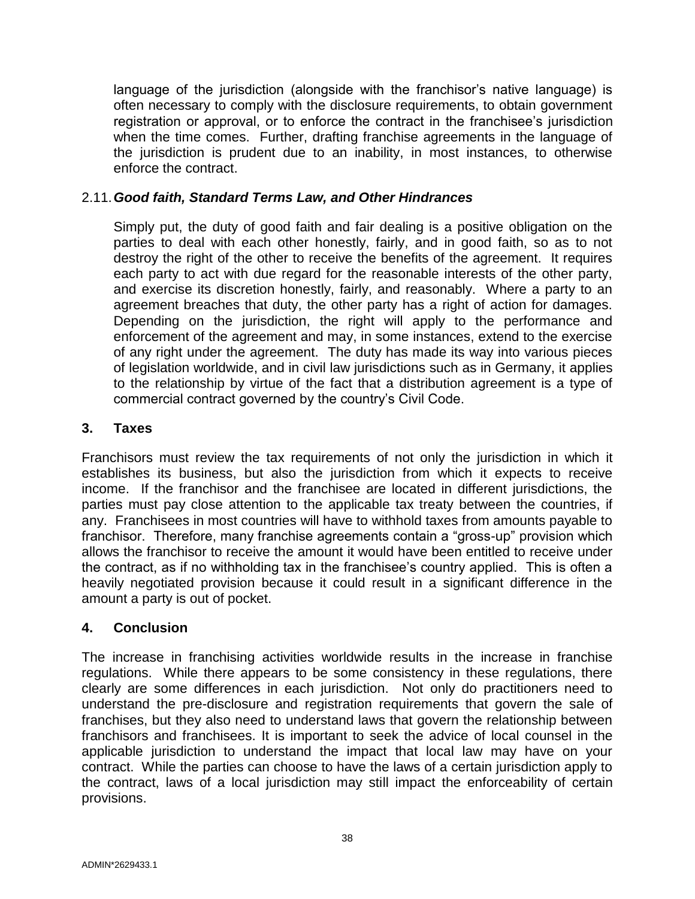language of the jurisdiction (alongside with the franchisor's native language) is often necessary to comply with the disclosure requirements, to obtain government registration or approval, or to enforce the contract in the franchisee's jurisdiction when the time comes. Further, drafting franchise agreements in the language of the jurisdiction is prudent due to an inability, in most instances, to otherwise enforce the contract.

### 2.11. *Good faith, Standard Terms Law, and Other Hindrances*

Simply put, the duty of good faith and fair dealing is a positive obligation on the parties to deal with each other honestly, fairly, and in good faith, so as to not destroy the right of the other to receive the benefits of the agreement. It requires each party to act with due regard for the reasonable interests of the other party, and exercise its discretion honestly, fairly, and reasonably. Where a party to an agreement breaches that duty, the other party has a right of action for damages. Depending on the jurisdiction, the right will apply to the performance and enforcement of the agreement and may, in some instances, extend to the exercise of any right under the agreement. The duty has made its way into various pieces of legislation worldwide, and in civil law jurisdictions such as in Germany, it applies to the relationship by virtue of the fact that a distribution agreement is a type of commercial contract governed by the country's Civil Code.

## 3. Taxes

Franchisors must review the tax requirements of not only the jurisdiction in which it establishes its business, but also the jurisdiction from which it expects to receive income. If the franchisor and the franchisee are located in different jurisdictions, the parties must pay close attention to the applicable tax treaty between the countries, if any. Franchisees in most countries will have to withhold taxes from amounts payable to franchisor. Therefore, many franchise agreements contain a "gross-up" provision which allows the franchisor to receive the amount it would have been entitled to receive under the contract, as if no withholding tax in the franchisee's country applied. This is often a heavily negotiated provision because it could result in a significant difference in the amount a party is out of pocket.

## 4. Conclusion

The increase in franchising activities worldwide results in the increase in franchise regulations. While there appears to be some consistency in these regulations, there clearly are some differences in each jurisdiction. Not only do practitioners need to understand the pre-disclosure and registration requirements that govern the sale of franchises, but they also need to understand laws that govern the relationship between franchisors and franchisees. It is important to seek the advice of local counsel in the applicable jurisdiction to understand the impact that local law may have on your contract. While the parties can choose to have the laws of a certain jurisdiction apply to the contract, laws of a local jurisdiction may still impact the enforceability of certain provisions.